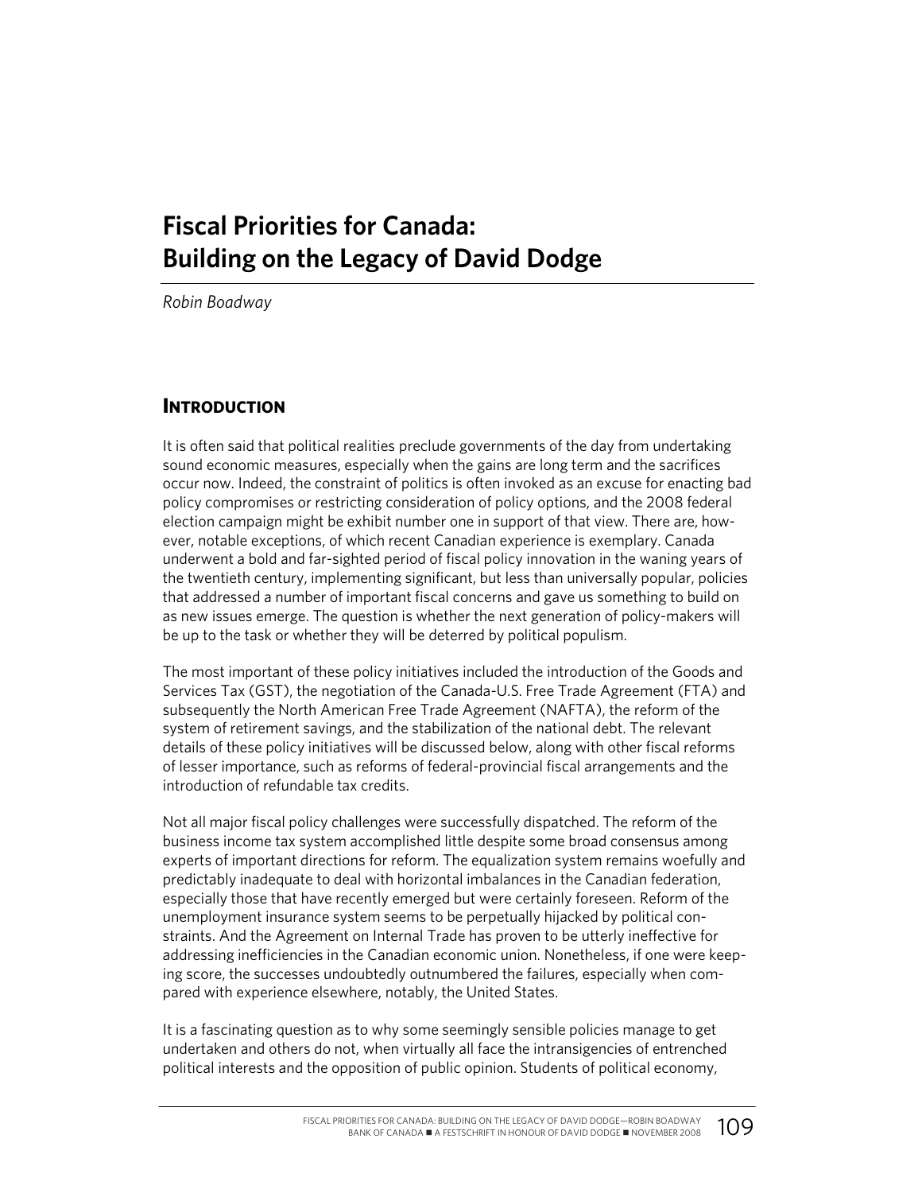# Fiscal Priorities for Canada: Building on the Legacy of David Dodge

*Robin Boadway*

## Introduction

It is often said that political realities preclude governments of the day from undertaking sound economic measures, especially when the gains are long term and the sacrifices occur now. Indeed, the constraint of politics is often invoked as an excuse for enacting bad policy compromises or restricting consideration of policy options, and the 2008 federal election campaign might be exhibit number one in support of that view. There are, however, notable exceptions, of which recent Canadian experience is exemplary. Canada underwent a bold and far-sighted period of fiscal policy innovation in the waning years of the twentieth century, implementing significant, but less than universally popular, policies that addressed a number of important fiscal concerns and gave us something to build on as new issues emerge. The question is whether the next generation of policy-makers will be up to the task or whether they will be deterred by political populism.

The most important of these policy initiatives included the introduction of the Goods and Services Tax (GST), the negotiation of the Canada-U.S. Free Trade Agreement (FTA) and subsequently the North American Free Trade Agreement (NAFTA), the reform of the system of retirement savings, and the stabilization of the national debt. The relevant details of these policy initiatives will be discussed below, along with other fiscal reforms of lesser importance, such as reforms of federal-provincial fiscal arrangements and the introduction of refundable tax credits.

Not all major fiscal policy challenges were successfully dispatched. The reform of the business income tax system accomplished little despite some broad consensus among experts of important directions for reform. The equalization system remains woefully and predictably inadequate to deal with horizontal imbalances in the Canadian federation, especially those that have recently emerged but were certainly foreseen. Reform of the unemployment insurance system seems to be perpetually hijacked by political constraints. And the Agreement on Internal Trade has proven to be utterly ineffective for addressing inefficiencies in the Canadian economic union. Nonetheless, if one were keeping score, the successes undoubtedly outnumbered the failures, especially when compared with experience elsewhere, notably, the United States.

It is a fascinating question as to why some seemingly sensible policies manage to get undertaken and others do not, when virtually all face the intransigencies of entrenched political interests and the opposition of public opinion. Students of political economy,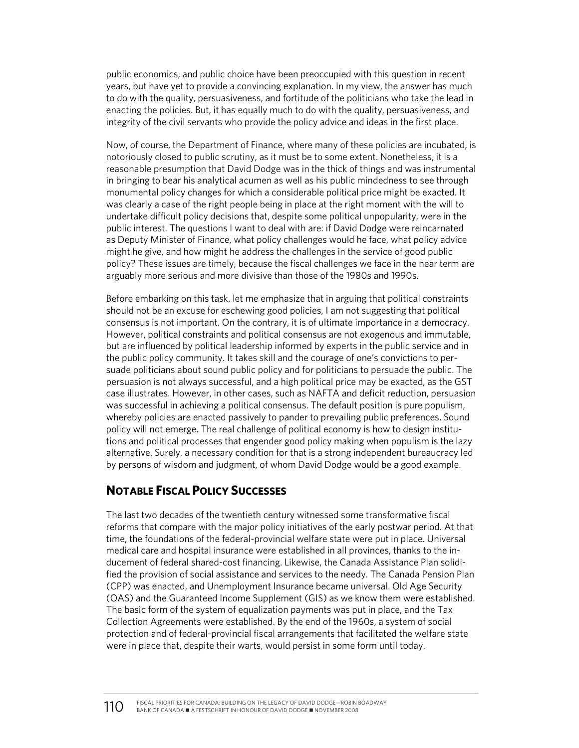public economics, and public choice have been preoccupied with this question in recent years, but have yet to provide a convincing explanation. In my view, the answer has much to do with the quality, persuasiveness, and fortitude of the politicians who take the lead in enacting the policies. But, it has equally much to do with the quality, persuasiveness, and integrity of the civil servants who provide the policy advice and ideas in the first place.

Now, of course, the Department of Finance, where many of these policies are incubated, is notoriously closed to public scrutiny, as it must be to some extent. Nonetheless, it is a reasonable presumption that David Dodge was in the thick of things and was instrumental in bringing to bear his analytical acumen as well as his public mindedness to see through monumental policy changes for which a considerable political price might be exacted. It was clearly a case of the right people being in place at the right moment with the will to undertake difficult policy decisions that, despite some political unpopularity, were in the public interest. The questions I want to deal with are: if David Dodge were reincarnated as Deputy Minister of Finance, what policy challenges would he face, what policy advice might he give, and how might he address the challenges in the service of good public policy? These issues are timely, because the fiscal challenges we face in the near term are arguably more serious and more divisive than those of the 1980s and 1990s.

Before embarking on this task, let me emphasize that in arguing that political constraints should not be an excuse for eschewing good policies, I am not suggesting that political consensus is not important. On the contrary, it is of ultimate importance in a democracy. However, political constraints and political consensus are not exogenous and immutable, but are influenced by political leadership informed by experts in the public service and in the public policy community. It takes skill and the courage of one's convictions to persuade politicians about sound public policy and for politicians to persuade the public. The persuasion is not always successful, and a high political price may be exacted, as the GST case illustrates. However, in other cases, such as NAFTA and deficit reduction, persuasion was successful in achieving a political consensus. The default position is pure populism, whereby policies are enacted passively to pander to prevailing public preferences. Sound policy will not emerge. The real challenge of political economy is how to design institutions and political processes that engender good policy making when populism is the lazy alternative. Surely, a necessary condition for that is a strong independent bureaucracy led by persons of wisdom and judgment, of whom David Dodge would be a good example.

## Notable Fiscal Policy Successes

The last two decades of the twentieth century witnessed some transformative fiscal reforms that compare with the major policy initiatives of the early postwar period. At that time, the foundations of the federal-provincial welfare state were put in place. Universal medical care and hospital insurance were established in all provinces, thanks to the inducement of federal shared-cost financing. Likewise, the Canada Assistance Plan solidified the provision of social assistance and services to the needy. The Canada Pension Plan (CPP) was enacted, and Unemployment Insurance became universal. Old Age Security (OAS) and the Guaranteed Income Supplement (GIS) as we know them were established. The basic form of the system of equalization payments was put in place, and the Tax Collection Agreements were established. By the end of the 1960s, a system of social protection and of federal-provincial fiscal arrangements that facilitated the welfare state were in place that, despite their warts, would persist in some form until today.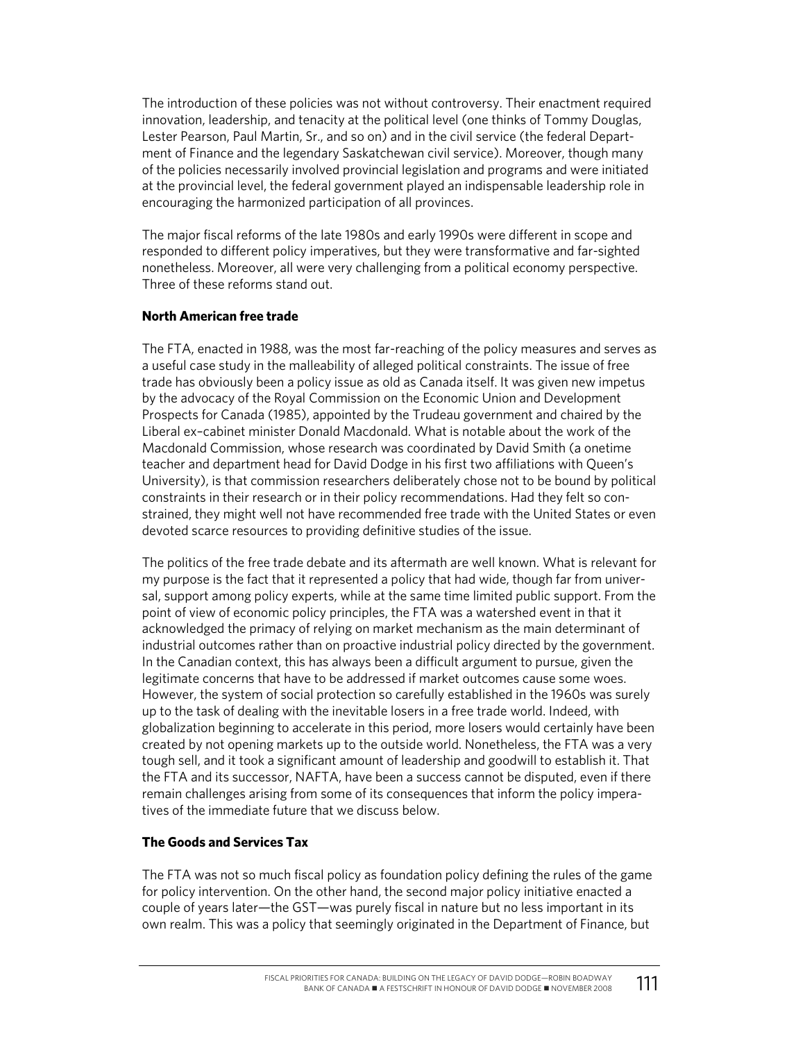The introduction of these policies was not without controversy. Their enactment required innovation, leadership, and tenacity at the political level (one thinks of Tommy Douglas, Lester Pearson, Paul Martin, Sr., and so on) and in the civil service (the federal Department of Finance and the legendary Saskatchewan civil service). Moreover, though many of the policies necessarily involved provincial legislation and programs and were initiated at the provincial level, the federal government played an indispensable leadership role in encouraging the harmonized participation of all provinces.

The major fiscal reforms of the late 1980s and early 1990s were different in scope and responded to different policy imperatives, but they were transformative and far-sighted nonetheless. Moreover, all were very challenging from a political economy perspective. Three of these reforms stand out.

### North American free trade

The FTA, enacted in 1988, was the most far-reaching of the policy measures and serves as a useful case study in the malleability of alleged political constraints. The issue of free trade has obviously been a policy issue as old as Canada itself. It was given new impetus by the advocacy of the Royal Commission on the Economic Union and Development Prospects for Canada (1985), appointed by the Trudeau government and chaired by the Liberal ex–cabinet minister Donald Macdonald. What is notable about the work of the Macdonald Commission, whose research was coordinated by David Smith (a onetime teacher and department head for David Dodge in his first two affiliations with Queen's University), is that commission researchers deliberately chose not to be bound by political constraints in their research or in their policy recommendations. Had they felt so constrained, they might well not have recommended free trade with the United States or even devoted scarce resources to providing definitive studies of the issue.

The politics of the free trade debate and its aftermath are well known. What is relevant for my purpose is the fact that it represented a policy that had wide, though far from universal, support among policy experts, while at the same time limited public support. From the point of view of economic policy principles, the FTA was a watershed event in that it acknowledged the primacy of relying on market mechanism as the main determinant of industrial outcomes rather than on proactive industrial policy directed by the government. In the Canadian context, this has always been a difficult argument to pursue, given the legitimate concerns that have to be addressed if market outcomes cause some woes. However, the system of social protection so carefully established in the 1960s was surely up to the task of dealing with the inevitable losers in a free trade world. Indeed, with globalization beginning to accelerate in this period, more losers would certainly have been created by not opening markets up to the outside world. Nonetheless, the FTA was a very tough sell, and it took a significant amount of leadership and goodwill to establish it. That the FTA and its successor, NAFTA, have been a success cannot be disputed, even if there remain challenges arising from some of its consequences that inform the policy imperatives of the immediate future that we discuss below.

### The Goods and Services Tax

The FTA was not so much fiscal policy as foundation policy defining the rules of the game for policy intervention. On the other hand, the second major policy initiative enacted a couple of years later—the GST—was purely fiscal in nature but no less important in its own realm. This was a policy that seemingly originated in the Department of Finance, but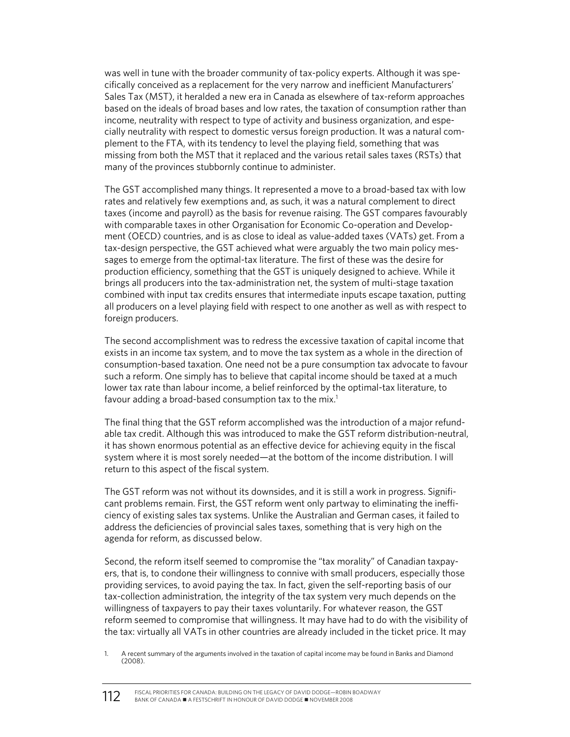was well in tune with the broader community of tax-policy experts. Although it was specifically conceived as a replacement for the very narrow and inefficient Manufacturers' Sales Tax (MST), it heralded a new era in Canada as elsewhere of tax-reform approaches based on the ideals of broad bases and low rates, the taxation of consumption rather than income, neutrality with respect to type of activity and business organization, and especially neutrality with respect to domestic versus foreign production. It was a natural complement to the FTA, with its tendency to level the playing field, something that was missing from both the MST that it replaced and the various retail sales taxes (RSTs) that many of the provinces stubbornly continue to administer.

The GST accomplished many things. It represented a move to a broad-based tax with low rates and relatively few exemptions and, as such, it was a natural complement to direct taxes (income and payroll) as the basis for revenue raising. The GST compares favourably with comparable taxes in other Organisation for Economic Co-operation and Development (OECD) countries, and is as close to ideal as value-added taxes (VATs) get. From a tax-design perspective, the GST achieved what were arguably the two main policy messages to emerge from the optimal-tax literature. The first of these was the desire for production efficiency, something that the GST is uniquely designed to achieve. While it brings all producers into the tax-administration net, the system of multi-stage taxation combined with input tax credits ensures that intermediate inputs escape taxation, putting all producers on a level playing field with respect to one another as well as with respect to foreign producers.

The second accomplishment was to redress the excessive taxation of capital income that exists in an income tax system, and to move the tax system as a whole in the direction of consumption-based taxation. One need not be a pure consumption tax advocate to favour such a reform. One simply has to believe that capital income should be taxed at a much lower tax rate than labour income, a belief reinforced by the optimal-tax literature, to favour adding a broad-based consumption tax to the mix.[1]

The final thing that the GST reform accomplished was the introduction of a major refundable tax credit. Although this was introduced to make the GST reform distribution-neutral, it has shown enormous potential as an effective device for achieving equity in the fiscal system where it is most sorely needed—at the bottom of the income distribution. I will return to this aspect of the fiscal system.

The GST reform was not without its downsides, and it is still a work in progress. Significant problems remain. First, the GST reform went only partway to eliminating the inefficiency of existing sales tax systems. Unlike the Australian and German cases, it failed to address the deficiencies of provincial sales taxes, something that is very high on the agenda for reform, as discussed below.

Second, the reform itself seemed to compromise the "tax morality" of Canadian taxpayers, that is, to condone their willingness to connive with small producers, especially those providing services, to avoid paying the tax. In fact, given the self-reporting basis of our tax-collection administration, the integrity of the tax system very much depends on the willingness of taxpayers to pay their taxes voluntarily. For whatever reason, the GST reform seemed to compromise that willingness. It may have had to do with the visibility of the tax: virtually all VATs in other countries are already included in the ticket price. It may

1. A recent summary of the arguments involved in the taxation of capital income may be found in Banks and Diamond (2008).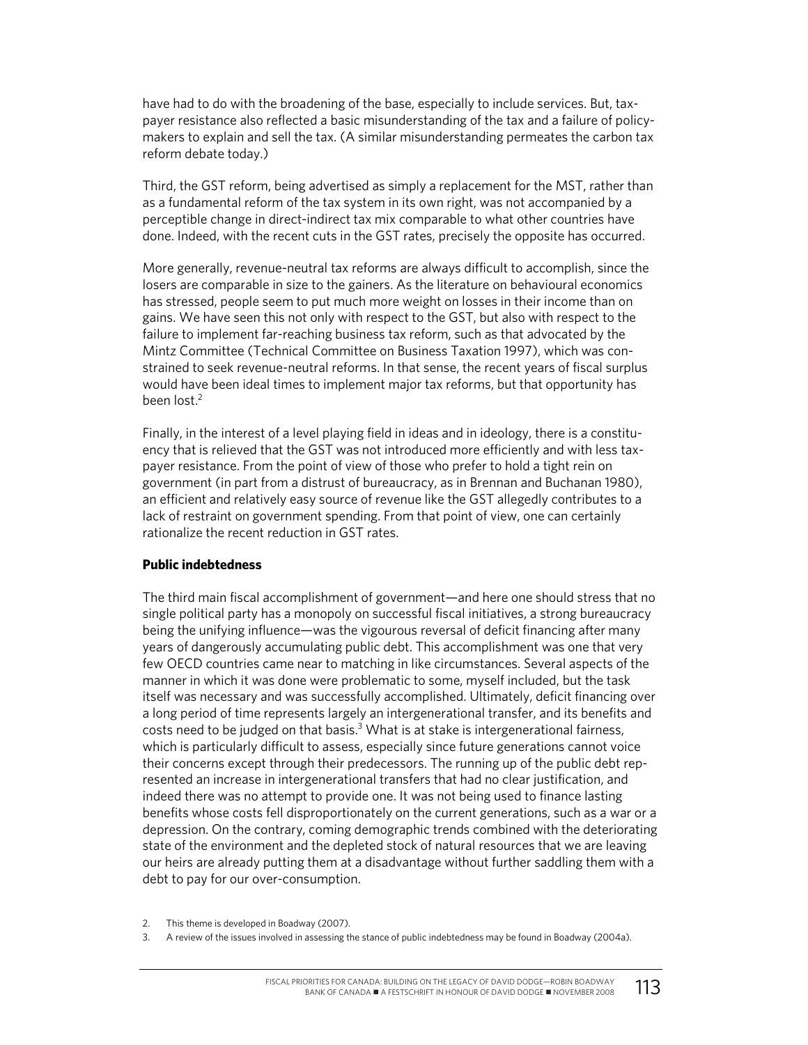have had to do with the broadening of the base, especially to include services. But, taxpayer resistance also reflected a basic misunderstanding of the tax and a failure of policymakers to explain and sell the tax. (A similar misunderstanding permeates the carbon tax reform debate today.)

Third, the GST reform, being advertised as simply a replacement for the MST, rather than as a fundamental reform of the tax system in its own right, was not accompanied by a perceptible change in direct-indirect tax mix comparable to what other countries have done. Indeed, with the recent cuts in the GST rates, precisely the opposite has occurred.

More generally, revenue-neutral tax reforms are always difficult to accomplish, since the losers are comparable in size to the gainers. As the literature on behavioural economics has stressed, people seem to put much more weight on losses in their income than on gains. We have seen this not only with respect to the GST, but also with respect to the failure to implement far-reaching business tax reform, such as that advocated by the Mintz Committee (Technical Committee on Business Taxation 1997), which was constrained to seek revenue-neutral reforms. In that sense, the recent years of fiscal surplus would have been ideal times to implement major tax reforms, but that opportunity has been lost.[2]

Finally, in the interest of a level playing field in ideas and in ideology, there is a constituency that is relieved that the GST was not introduced more efficiently and with less taxpayer resistance. From the point of view of those who prefer to hold a tight rein on government (in part from a distrust of bureaucracy, as in Brennan and Buchanan 1980), an efficient and relatively easy source of revenue like the GST allegedly contributes to a lack of restraint on government spending. From that point of view, one can certainly rationalize the recent reduction in GST rates.

**Public indebtedness**

The third main fiscal accomplishment of government—and here one should stress that no single political party has a monopoly on successful fiscal initiatives, a strong bureaucracy being the unifying influence—was the vigourous reversal of deficit financing after many years of dangerously accumulating public debt. This accomplishment was one that very few OECD countries came near to matching in like circumstances. Several aspects of the manner in which it was done were problematic to some, myself included, but the task itself was necessary and was successfully accomplished. Ultimately, deficit financing over a long period of time represents largely an intergenerational transfer, and its benefits and costs need to be judged on that basis.[3] What is at stake is intergenerational fairness, which is particularly difficult to assess, especially since future generations cannot voice their concerns except through their predecessors. The running up of the public debt represented an increase in intergenerational transfers that had no clear justification, and indeed there was no attempt to provide one. It was not being used to finance lasting benefits whose costs fell disproportionately on the current generations, such as a war or a depression. On the contrary, coming demographic trends combined with the deteriorating state of the environment and the depleted stock of natural resources that we are leaving our heirs are already putting them at a disadvantage without further saddling them with a debt to pay for our over-consumption.

2. This theme is developed in Boadway (2007).

3. A review of the issues involved in assessing the stance of public indebtedness may be found in Boadway (2004a).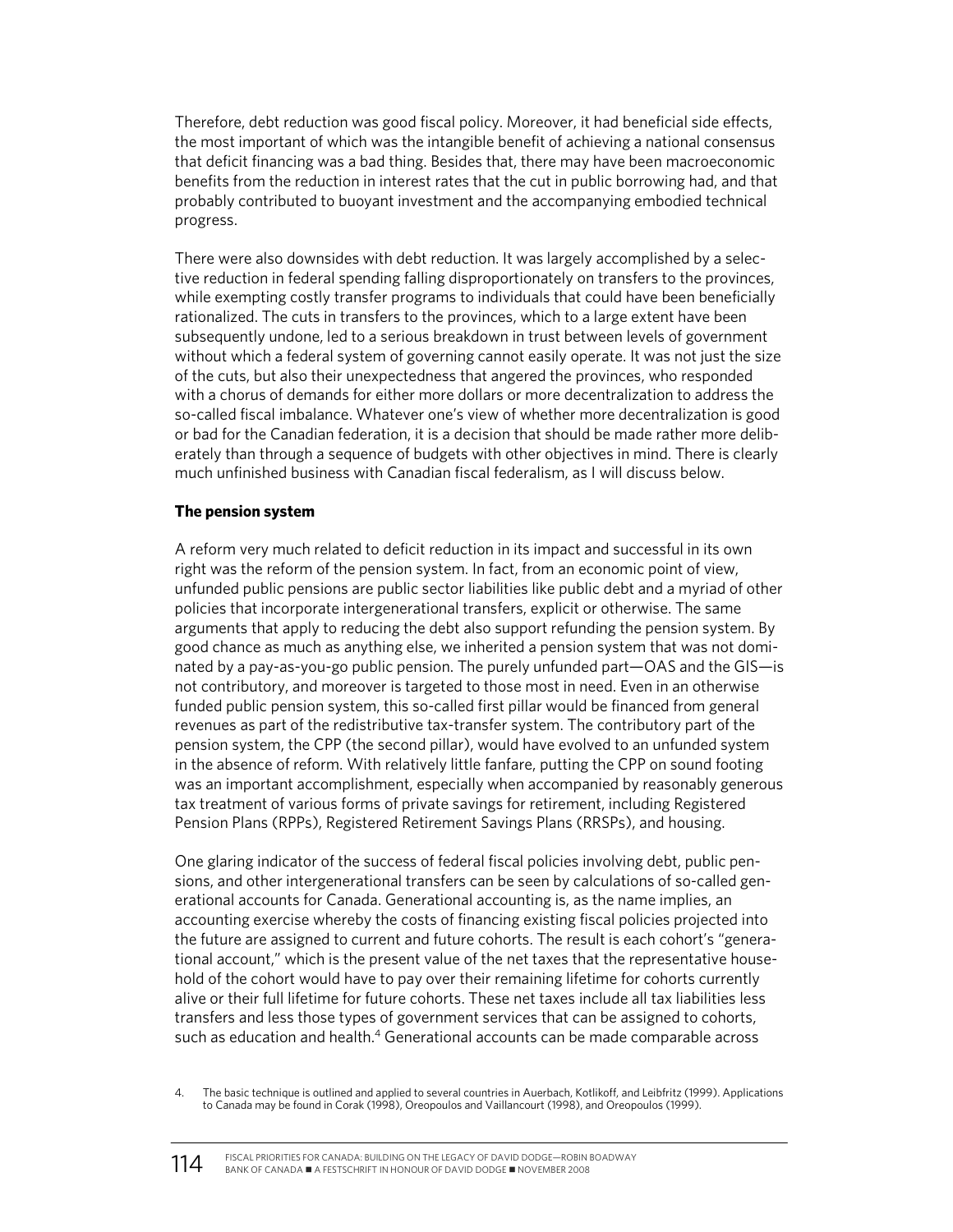Therefore, debt reduction was good fiscal policy. Moreover, it had beneficial side effects, the most important of which was the intangible benefit of achieving a national consensus that deficit financing was a bad thing. Besides that, there may have been macroeconomic benefits from the reduction in interest rates that the cut in public borrowing had, and that probably contributed to buoyant investment and the accompanying embodied technical progress.

There were also downsides with debt reduction. It was largely accomplished by a selective reduction in federal spending falling disproportionately on transfers to the provinces, while exempting costly transfer programs to individuals that could have been beneficially rationalized. The cuts in transfers to the provinces, which to a large extent have been subsequently undone, led to a serious breakdown in trust between levels of government without which a federal system of governing cannot easily operate. It was not just the size of the cuts, but also their unexpectedness that angered the provinces, who responded with a chorus of demands for either more dollars or more decentralization to address the so-called fiscal imbalance. Whatever one's view of whether more decentralization is good or bad for the Canadian federation, it is a decision that should be made rather more deliberately than through a sequence of budgets with other objectives in mind. There is clearly much unfinished business with Canadian fiscal federalism, as I will discuss below.

### The pension system

A reform very much related to deficit reduction in its impact and successful in its own right was the reform of the pension system. In fact, from an economic point of view, unfunded public pensions are public sector liabilities like public debt and a myriad of other policies that incorporate intergenerational transfers, explicit or otherwise. The same arguments that apply to reducing the debt also support refunding the pension system. By good chance as much as anything else, we inherited a pension system that was not dominated by a pay-as-you-go public pension. The purely unfunded part—OAS and the GIS—is not contributory, and moreover is targeted to those most in need. Even in an otherwise funded public pension system, this so-called first pillar would be financed from general revenues as part of the redistributive tax-transfer system. The contributory part of the pension system, the CPP (the second pillar), would have evolved to an unfunded system in the absence of reform. With relatively little fanfare, putting the CPP on sound footing was an important accomplishment, especially when accompanied by reasonably generous tax treatment of various forms of private savings for retirement, including Registered Pension Plans (RPPs), Registered Retirement Savings Plans (RRSPs), and housing.

One glaring indicator of the success of federal fiscal policies involving debt, public pensions, and other intergenerational transfers can be seen by calculations of so-called generational accounts for Canada. Generational accounting is, as the name implies, an accounting exercise whereby the costs of financing existing fiscal policies projected into the future are assigned to current and future cohorts. The result is each cohort's "generational account," which is the present value of the net taxes that the representative household of the cohort would have to pay over their remaining lifetime for cohorts currently alive or their full lifetime for future cohorts. These net taxes include all tax liabilities less transfers and less those types of government services that can be assigned to cohorts, such as education and health.[4] Generational accounts can be made comparable across

4. The basic technique is outlined and applied to several countries in Auerbach, Kotlikoff, and Leibfritz (1999). Applications to Canada may be found in Corak (1998), Oreopoulos and Vaillancourt (1998), and Oreopoulos (1999).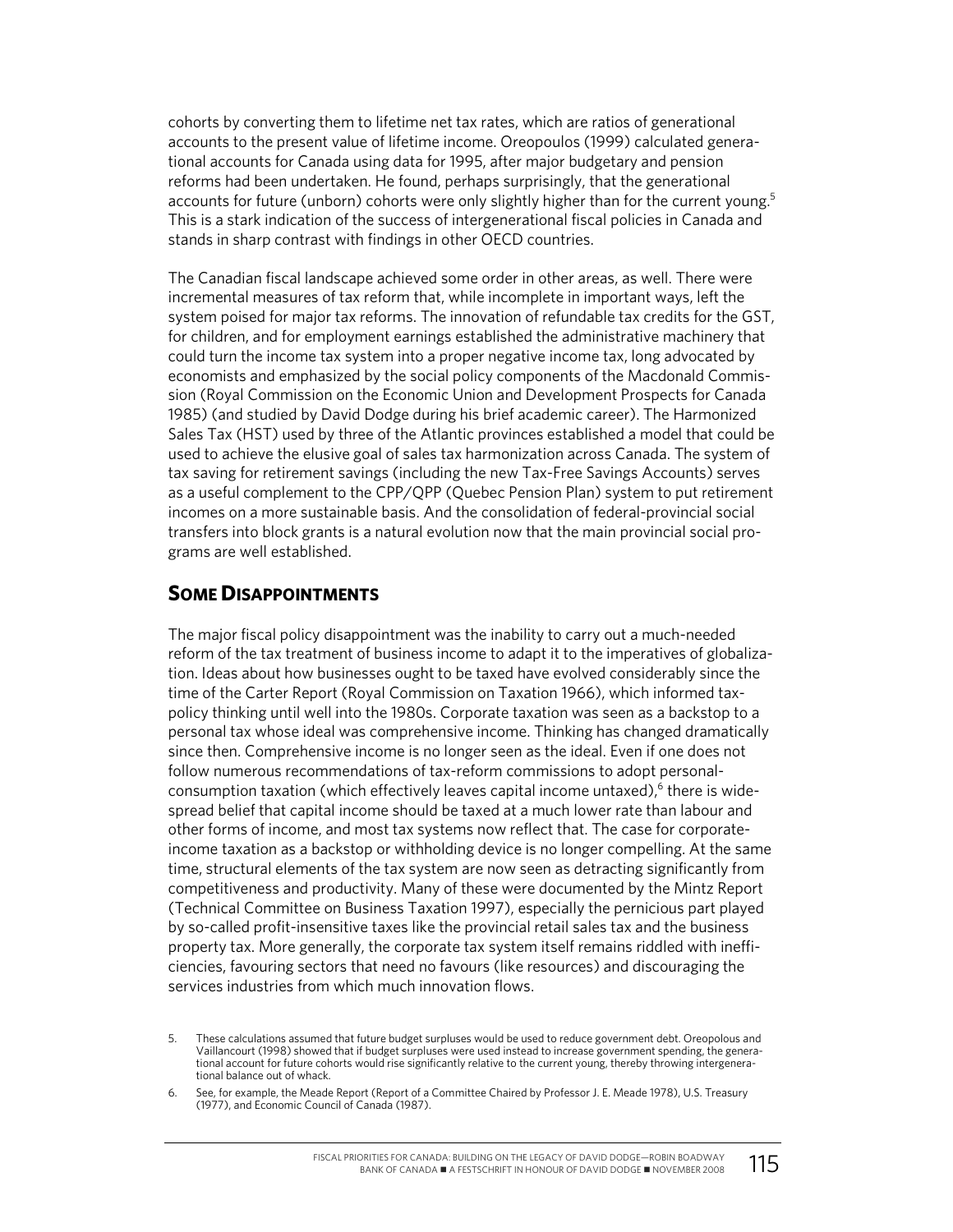cohorts by converting them to lifetime net tax rates, which are ratios of generational accounts to the present value of lifetime income. Oreopoulos (1999) calculated generational accounts for Canada using data for 1995, after major budgetary and pension reforms had been undertaken. He found, perhaps surprisingly, that the generational accounts for future (unborn) cohorts were only slightly higher than for the current young.[5] This is a stark indication of the success of intergenerational fiscal policies in Canada and stands in sharp contrast with findings in other OECD countries.

The Canadian fiscal landscape achieved some order in other areas, as well. There were incremental measures of tax reform that, while incomplete in important ways, left the system poised for major tax reforms. The innovation of refundable tax credits for the GST, for children, and for employment earnings established the administrative machinery that could turn the income tax system into a proper negative income tax, long advocated by economists and emphasized by the social policy components of the Macdonald Commission (Royal Commission on the Economic Union and Development Prospects for Canada 1985) (and studied by David Dodge during his brief academic career). The Harmonized Sales Tax (HST) used by three of the Atlantic provinces established a model that could be used to achieve the elusive goal of sales tax harmonization across Canada. The system of tax saving for retirement savings (including the new Tax-Free Savings Accounts) serves as a useful complement to the CPP/QPP (Quebec Pension Plan) system to put retirement incomes on a more sustainable basis. And the consolidation of federal-provincial social transfers into block grants is a natural evolution now that the main provincial social programs are well established.

## Some Disappointments

The major fiscal policy disappointment was the inability to carry out a much-needed reform of the tax treatment of business income to adapt it to the imperatives of globalization. Ideas about how businesses ought to be taxed have evolved considerably since the time of the Carter Report (Royal Commission on Taxation 1966), which informed tax-policy thinking until well into the 1980s. Corporate taxation was seen as a backstop to a personal tax whose ideal was comprehensive income. Thinking has changed dramatically since then. Comprehensive income is no longer seen as the ideal. Even if one does not follow numerous recommendations of tax-reform commissions to adopt personal-consumption taxation (which effectively leaves capital income untaxed),[6] there is widespread belief that capital income should be taxed at a much lower rate than labour and other forms of income, and most tax systems now reflect that. The case for corporate-income taxation as a backstop or withholding device is no longer compelling. At the same time, structural elements of the tax system are now seen as detracting significantly from competitiveness and productivity. Many of these were documented by the Mintz Report (Technical Committee on Business Taxation 1997), especially the pernicious part played by so-called profit-insensitive taxes like the provincial retail sales tax and the business property tax. More generally, the corporate tax system itself remains riddled with inefficiencies, favouring sectors that need no favours (like resources) and discouraging the services industries from which much innovation flows.

5. These calculations assumed that future budget surpluses would be used to reduce government debt. Oreopolous and Vaillancourt (1998) showed that if budget surpluses were used instead to increase government spending, the generational account for future cohorts would rise significantly relative to the current young, thereby throwing intergenerational balance out of whack.

6. See, for example, the Meade Report (Report of a Committee Chaired by Professor J. E. Meade 1978), U.S. Treasury (1977), and Economic Council of Canada (1987).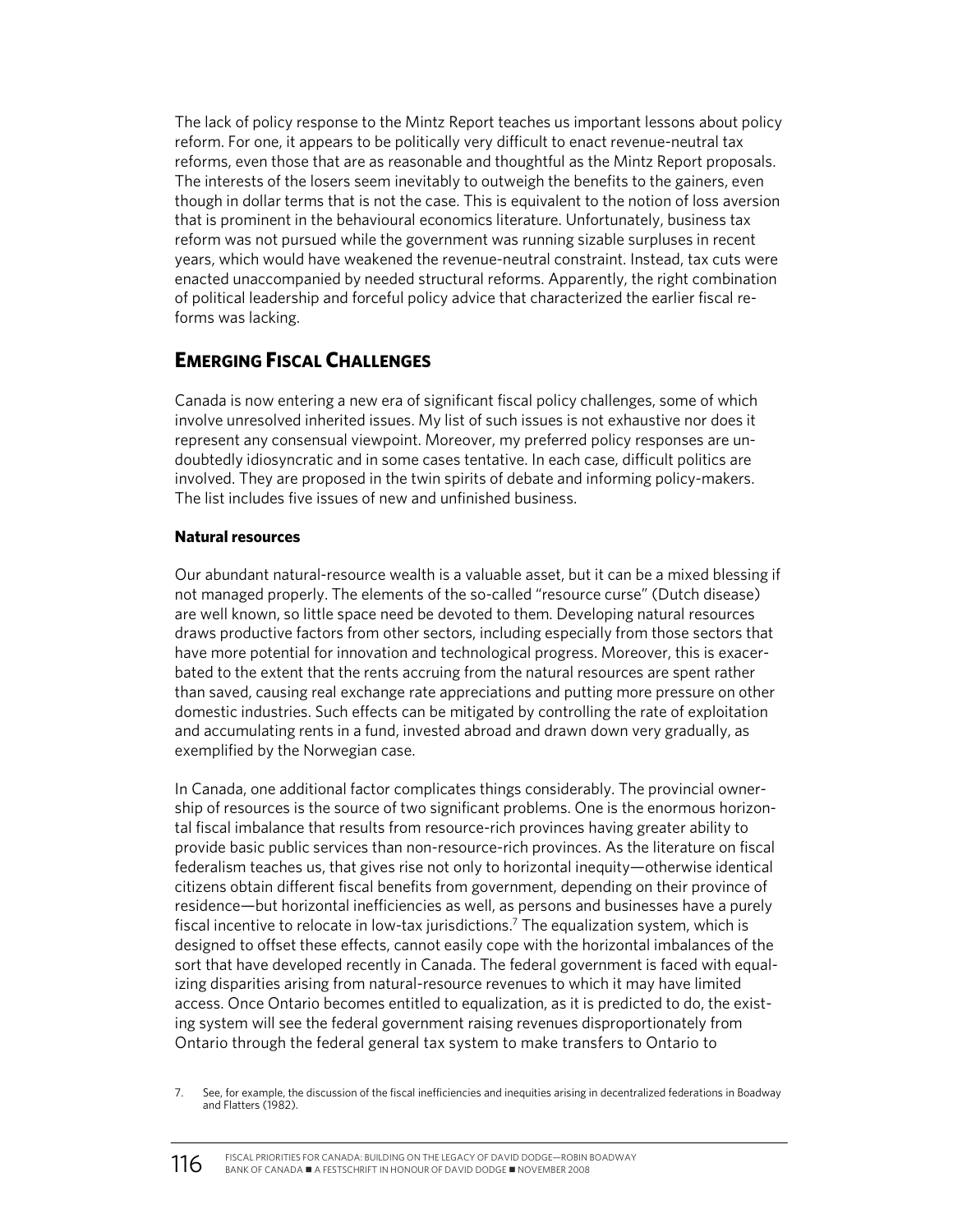The lack of policy response to the Mintz Report teaches us important lessons about policy reform. For one, it appears to be politically very difficult to enact revenue-neutral tax reforms, even those that are as reasonable and thoughtful as the Mintz Report proposals. The interests of the losers seem inevitably to outweigh the benefits to the gainers, even though in dollar terms that is not the case. This is equivalent to the notion of loss aversion that is prominent in the behavioural economics literature. Unfortunately, business tax reform was not pursued while the government was running sizable surpluses in recent years, which would have weakened the revenue-neutral constraint. Instead, tax cuts were enacted unaccompanied by needed structural reforms. Apparently, the right combination of political leadership and forceful policy advice that characterized the earlier fiscal reforms was lacking.

## Emerging Fiscal Challenges

Canada is now entering a new era of significant fiscal policy challenges, some of which involve unresolved inherited issues. My list of such issues is not exhaustive nor does it represent any consensual viewpoint. Moreover, my preferred policy responses are undoubtedly idiosyncratic and in some cases tentative. In each case, difficult politics are involved. They are proposed in the twin spirits of debate and informing policy-makers. The list includes five issues of new and unfinished business.

### Natural resources

Our abundant natural-resource wealth is a valuable asset, but it can be a mixed blessing if not managed properly. The elements of the so-called "resource curse" (Dutch disease) are well known, so little space need be devoted to them. Developing natural resources draws productive factors from other sectors, including especially from those sectors that have more potential for innovation and technological progress. Moreover, this is exacerbated to the extent that the rents accruing from the natural resources are spent rather than saved, causing real exchange rate appreciations and putting more pressure on other domestic industries. Such effects can be mitigated by controlling the rate of exploitation and accumulating rents in a fund, invested abroad and drawn down very gradually, as exemplified by the Norwegian case.

In Canada, one additional factor complicates things considerably. The provincial ownership of resources is the source of two significant problems. One is the enormous horizontal fiscal imbalance that results from resource-rich provinces having greater ability to provide basic public services than non-resource-rich provinces. As the literature on fiscal federalism teaches us, that gives rise not only to horizontal inequity—otherwise identical citizens obtain different fiscal benefits from government, depending on their province of residence—but horizontal inefficiencies as well, as persons and businesses have a purely fiscal incentive to relocate in low-tax jurisdictions.[7] The equalization system, which is designed to offset these effects, cannot easily cope with the horizontal imbalances of the sort that have developed recently in Canada. The federal government is faced with equalizing disparities arising from natural-resource revenues to which it may have limited access. Once Ontario becomes entitled to equalization, as it is predicted to do, the existing system will see the federal government raising revenues disproportionately from Ontario through the federal general tax system to make transfers to Ontario to

7. See, for example, the discussion of the fiscal inefficiencies and inequities arising in decentralized federations in Boadway and Flatters (1982).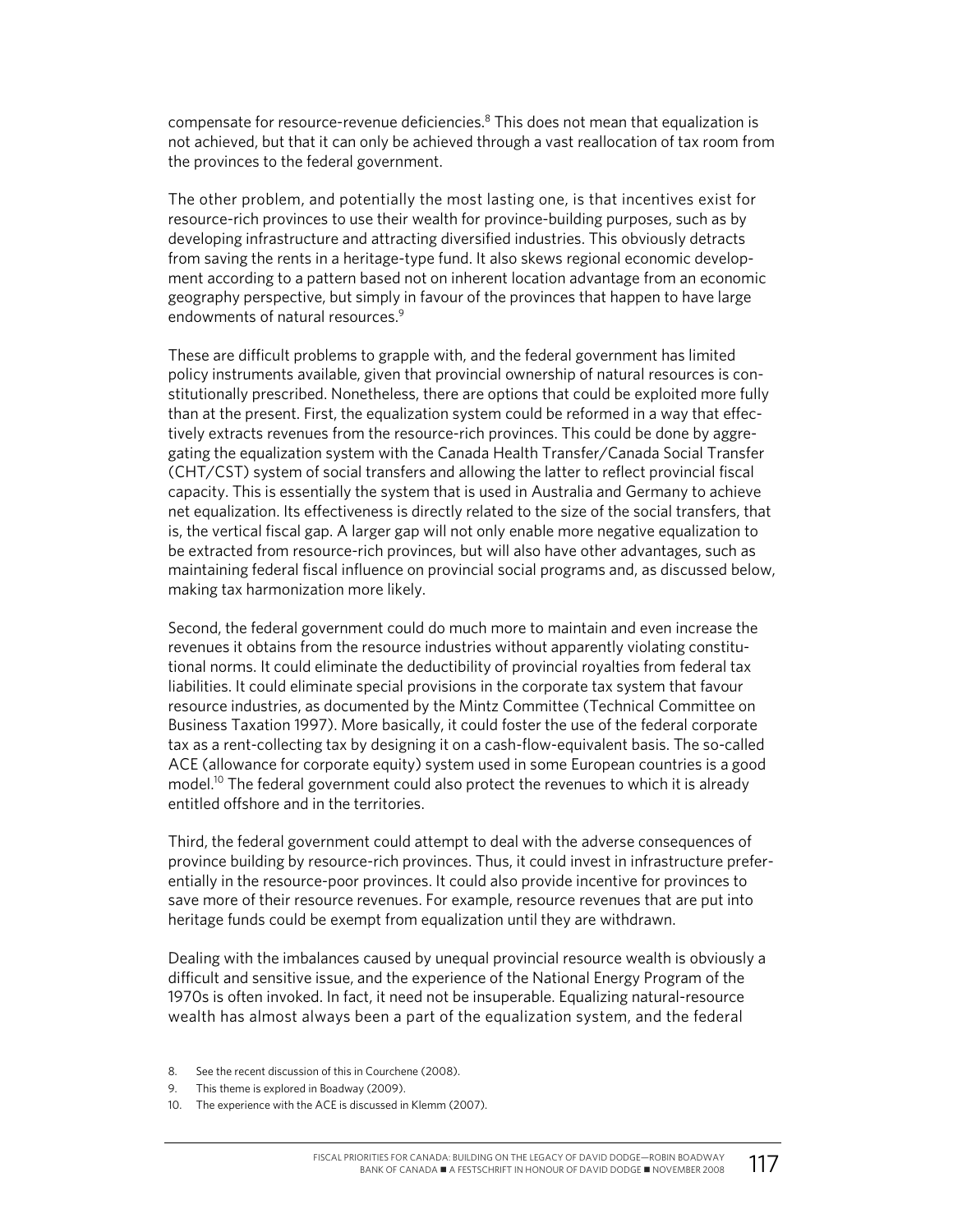compensate for resource-revenue deficiencies.[8] This does not mean that equalization is not achieved, but that it can only be achieved through a vast reallocation of tax room from the provinces to the federal government.

The other problem, and potentially the most lasting one, is that incentives exist for resource-rich provinces to use their wealth for province-building purposes, such as by developing infrastructure and attracting diversified industries. This obviously detracts from saving the rents in a heritage-type fund. It also skews regional economic development according to a pattern based not on inherent location advantage from an economic geography perspective, but simply in favour of the provinces that happen to have large endowments of natural resources.[9]

These are difficult problems to grapple with, and the federal government has limited policy instruments available, given that provincial ownership of natural resources is constitutionally prescribed. Nonetheless, there are options that could be exploited more fully than at the present. First, the equalization system could be reformed in a way that effectively extracts revenues from the resource-rich provinces. This could be done by aggregating the equalization system with the Canada Health Transfer/Canada Social Transfer (CHT/CST) system of social transfers and allowing the latter to reflect provincial fiscal capacity. This is essentially the system that is used in Australia and Germany to achieve net equalization. Its effectiveness is directly related to the size of the social transfers, that is, the vertical fiscal gap. A larger gap will not only enable more negative equalization to be extracted from resource-rich provinces, but will also have other advantages, such as maintaining federal fiscal influence on provincial social programs and, as discussed below, making tax harmonization more likely.

Second, the federal government could do much more to maintain and even increase the revenues it obtains from the resource industries without apparently violating constitutional norms. It could eliminate the deductibility of provincial royalties from federal tax liabilities. It could eliminate special provisions in the corporate tax system that favour resource industries, as documented by the Mintz Committee (Technical Committee on Business Taxation 1997). More basically, it could foster the use of the federal corporate tax as a rent-collecting tax by designing it on a cash-flow-equivalent basis. The so-called ACE (allowance for corporate equity) system used in some European countries is a good model.[10] The federal government could also protect the revenues to which it is already entitled offshore and in the territories.

Third, the federal government could attempt to deal with the adverse consequences of province building by resource-rich provinces. Thus, it could invest in infrastructure preferentially in the resource-poor provinces. It could also provide incentive for provinces to save more of their resource revenues. For example, resource revenues that are put into heritage funds could be exempt from equalization until they are withdrawn.

Dealing with the imbalances caused by unequal provincial resource wealth is obviously a difficult and sensitive issue, and the experience of the National Energy Program of the 1970s is often invoked. In fact, it need not be insuperable. Equalizing natural-resource wealth has almost always been a part of the equalization system, and the federal

8. See the recent discussion of this in Courchene (2008).
9. This theme is explored in Boadway (2009).
10. The experience with the ACE is discussed in Klemm (2007).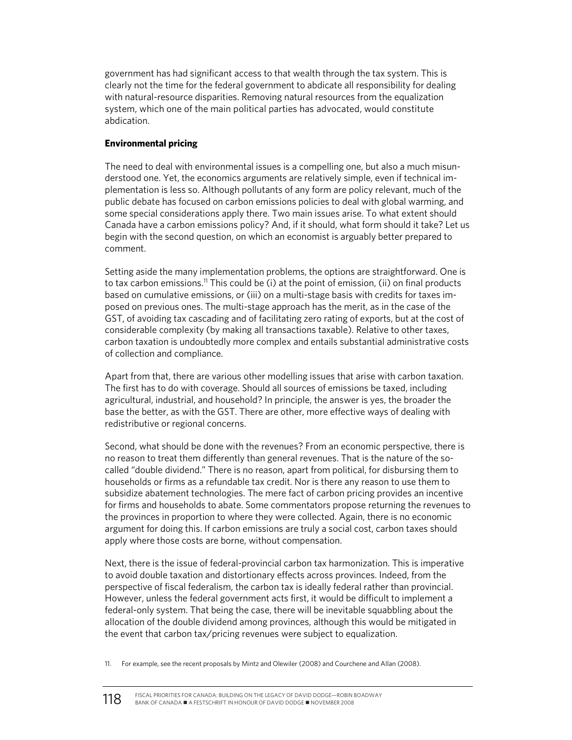government has had significant access to that wealth through the tax system. This is clearly not the time for the federal government to abdicate all responsibility for dealing with natural-resource disparities. Removing natural resources from the equalization system, which one of the main political parties has advocated, would constitute abdication.

### Environmental pricing

The need to deal with environmental issues is a compelling one, but also a much misunderstood one. Yet, the economics arguments are relatively simple, even if technical implementation is less so. Although pollutants of any form are policy relevant, much of the public debate has focused on carbon emissions policies to deal with global warming, and some special considerations apply there. Two main issues arise. To what extent should Canada have a carbon emissions policy? And, if it should, what form should it take? Let us begin with the second question, on which an economist is arguably better prepared to comment.

Setting aside the many implementation problems, the options are straightforward. One is to tax carbon emissions.[11] This could be (i) at the point of emission, (ii) on final products based on cumulative emissions, or (iii) on a multi-stage basis with credits for taxes imposed on previous ones. The multi-stage approach has the merit, as in the case of the GST, of avoiding tax cascading and of facilitating zero rating of exports, but at the cost of considerable complexity (by making all transactions taxable). Relative to other taxes, carbon taxation is undoubtedly more complex and entails substantial administrative costs of collection and compliance.

Apart from that, there are various other modelling issues that arise with carbon taxation. The first has to do with coverage. Should all sources of emissions be taxed, including agricultural, industrial, and household? In principle, the answer is yes, the broader the base the better, as with the GST. There are other, more effective ways of dealing with redistributive or regional concerns.

Second, what should be done with the revenues? From an economic perspective, there is no reason to treat them differently than general revenues. That is the nature of the so-called "double dividend." There is no reason, apart from political, for disbursing them to households or firms as a refundable tax credit. Nor is there any reason to use them to subsidize abatement technologies. The mere fact of carbon pricing provides an incentive for firms and households to abate. Some commentators propose returning the revenues to the provinces in proportion to where they were collected. Again, there is no economic argument for doing this. If carbon emissions are truly a social cost, carbon taxes should apply where those costs are borne, without compensation.

Next, there is the issue of federal-provincial carbon tax harmonization. This is imperative to avoid double taxation and distortionary effects across provinces. Indeed, from the perspective of fiscal federalism, the carbon tax is ideally federal rather than provincial. However, unless the federal government acts first, it would be difficult to implement a federal-only system. That being the case, there will be inevitable squabbling about the allocation of the double dividend among provinces, although this would be mitigated in the event that carbon tax/pricing revenues were subject to equalization.

11. For example, see the recent proposals by Mintz and Olewiler (2008) and Courchene and Allan (2008).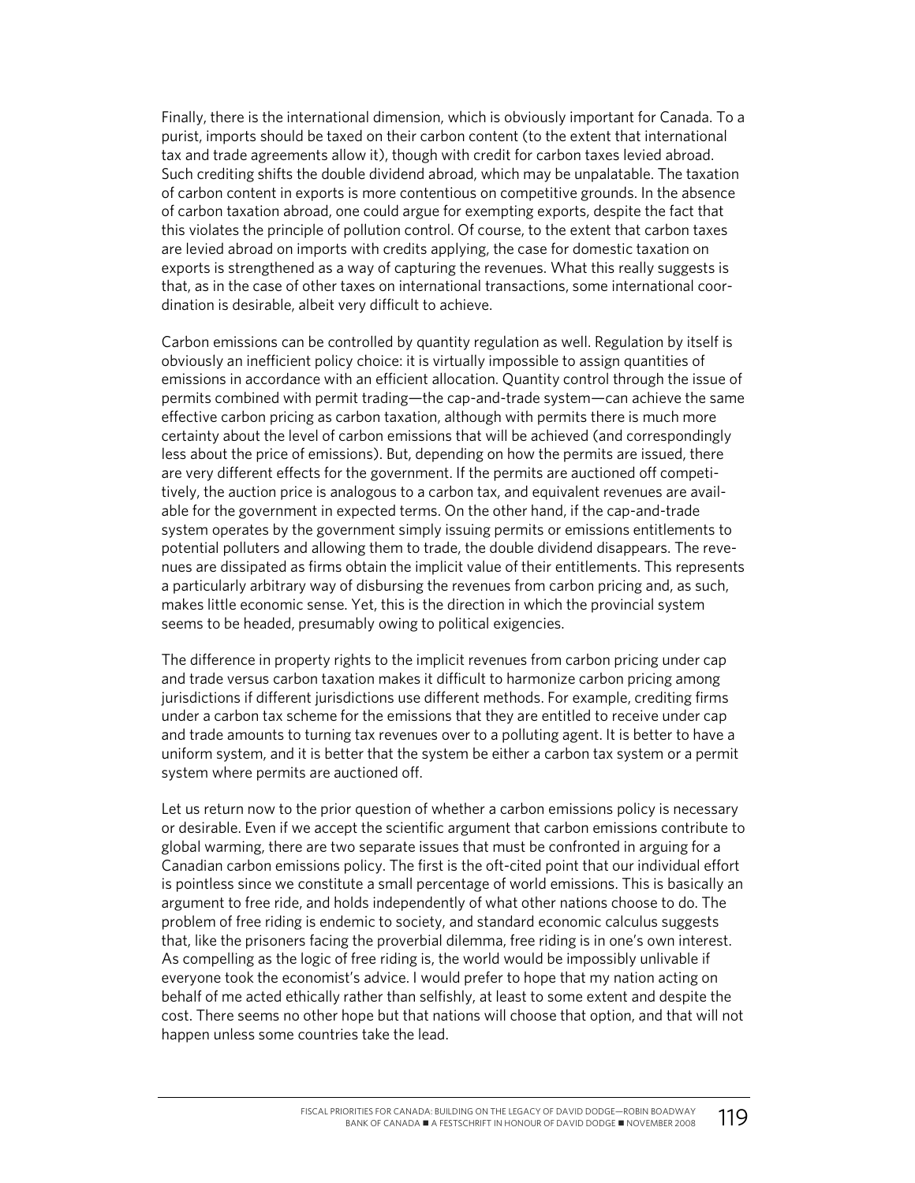Finally, there is the international dimension, which is obviously important for Canada. To a purist, imports should be taxed on their carbon content (to the extent that international tax and trade agreements allow it), though with credit for carbon taxes levied abroad. Such crediting shifts the double dividend abroad, which may be unpalatable. The taxation of carbon content in exports is more contentious on competitive grounds. In the absence of carbon taxation abroad, one could argue for exempting exports, despite the fact that this violates the principle of pollution control. Of course, to the extent that carbon taxes are levied abroad on imports with credits applying, the case for domestic taxation on exports is strengthened as a way of capturing the revenues. What this really suggests is that, as in the case of other taxes on international transactions, some international coordination is desirable, albeit very difficult to achieve.

Carbon emissions can be controlled by quantity regulation as well. Regulation by itself is obviously an inefficient policy choice: it is virtually impossible to assign quantities of emissions in accordance with an efficient allocation. Quantity control through the issue of permits combined with permit trading—the cap-and-trade system—can achieve the same effective carbon pricing as carbon taxation, although with permits there is much more certainty about the level of carbon emissions that will be achieved (and correspondingly less about the price of emissions). But, depending on how the permits are issued, there are very different effects for the government. If the permits are auctioned off competitively, the auction price is analogous to a carbon tax, and equivalent revenues are available for the government in expected terms. On the other hand, if the cap-and-trade system operates by the government simply issuing permits or emissions entitlements to potential polluters and allowing them to trade, the double dividend disappears. The revenues are dissipated as firms obtain the implicit value of their entitlements. This represents a particularly arbitrary way of disbursing the revenues from carbon pricing and, as such, makes little economic sense. Yet, this is the direction in which the provincial system seems to be headed, presumably owing to political exigencies.

The difference in property rights to the implicit revenues from carbon pricing under cap and trade versus carbon taxation makes it difficult to harmonize carbon pricing among jurisdictions if different jurisdictions use different methods. For example, crediting firms under a carbon tax scheme for the emissions that they are entitled to receive under cap and trade amounts to turning tax revenues over to a polluting agent. It is better to have a uniform system, and it is better that the system be either a carbon tax system or a permit system where permits are auctioned off.

Let us return now to the prior question of whether a carbon emissions policy is necessary or desirable. Even if we accept the scientific argument that carbon emissions contribute to global warming, there are two separate issues that must be confronted in arguing for a Canadian carbon emissions policy. The first is the oft-cited point that our individual effort is pointless since we constitute a small percentage of world emissions. This is basically an argument to free ride, and holds independently of what other nations choose to do. The problem of free riding is endemic to society, and standard economic calculus suggests that, like the prisoners facing the proverbial dilemma, free riding is in one's own interest. As compelling as the logic of free riding is, the world would be impossibly unlivable if everyone took the economist's advice. I would prefer to hope that my nation acting on behalf of me acted ethically rather than selfishly, at least to some extent and despite the cost. There seems no other hope but that nations will choose that option, and that will not happen unless some countries take the lead.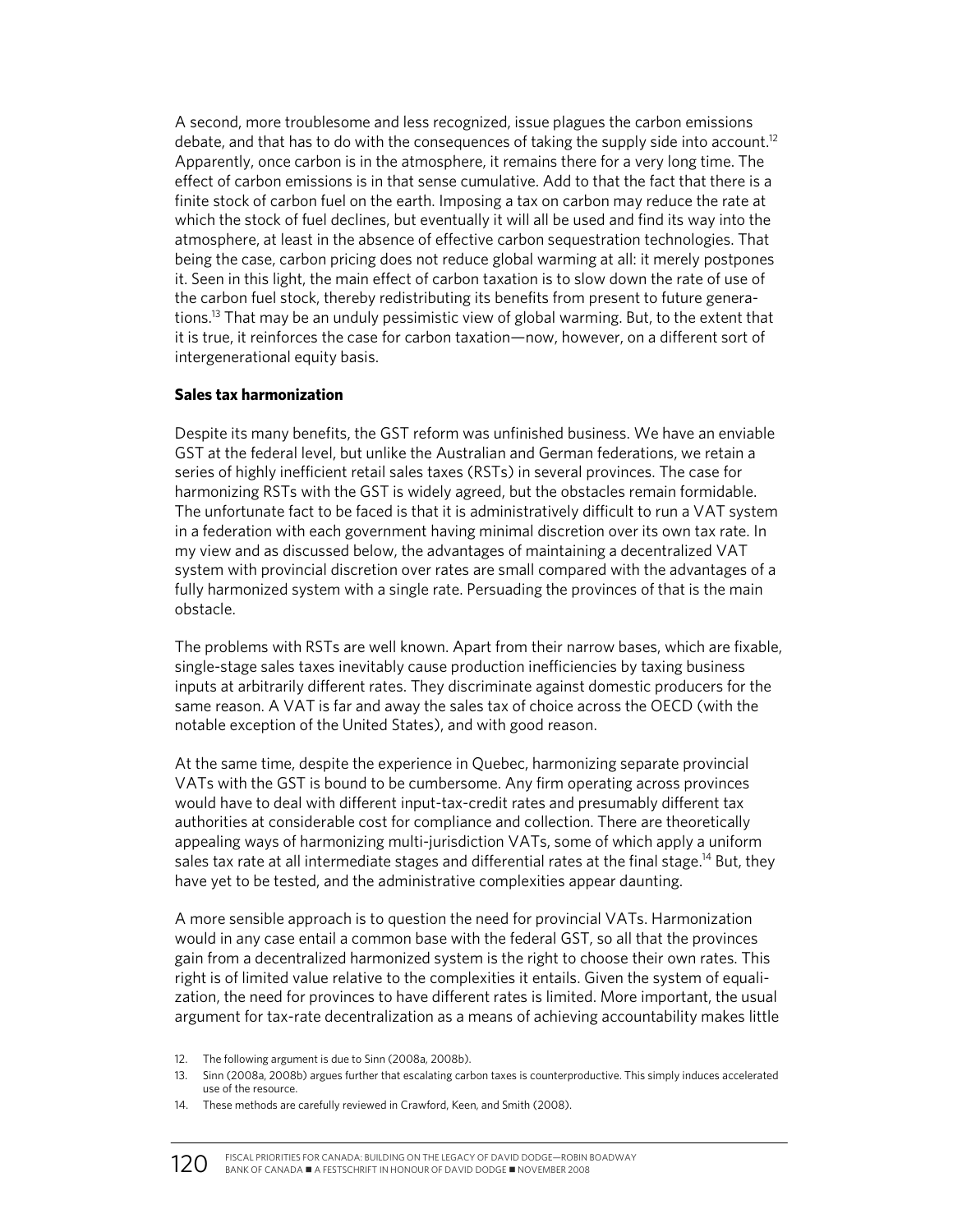A second, more troublesome and less recognized, issue plagues the carbon emissions debate, and that has to do with the consequences of taking the supply side into account.[12] Apparently, once carbon is in the atmosphere, it remains there for a very long time. The effect of carbon emissions is in that sense cumulative. Add to that the fact that there is a finite stock of carbon fuel on the earth. Imposing a tax on carbon may reduce the rate at which the stock of fuel declines, but eventually it will all be used and find its way into the atmosphere, at least in the absence of effective carbon sequestration technologies. That being the case, carbon pricing does not reduce global warming at all: it merely postpones it. Seen in this light, the main effect of carbon taxation is to slow down the rate of use of the carbon fuel stock, thereby redistributing its benefits from present to future generations.[13] That may be an unduly pessimistic view of global warming. But, to the extent that it is true, it reinforces the case for carbon taxation—now, however, on a different sort of intergenerational equity basis.

**Sales tax harmonization**

Despite its many benefits, the GST reform was unfinished business. We have an enviable GST at the federal level, but unlike the Australian and German federations, we retain a series of highly inefficient retail sales taxes (RSTs) in several provinces. The case for harmonizing RSTs with the GST is widely agreed, but the obstacles remain formidable. The unfortunate fact to be faced is that it is administratively difficult to run a VAT system in a federation with each government having minimal discretion over its own tax rate. In my view and as discussed below, the advantages of maintaining a decentralized VAT system with provincial discretion over rates are small compared with the advantages of a fully harmonized system with a single rate. Persuading the provinces of that is the main obstacle.

The problems with RSTs are well known. Apart from their narrow bases, which are fixable, single-stage sales taxes inevitably cause production inefficiencies by taxing business inputs at arbitrarily different rates. They discriminate against domestic producers for the same reason. A VAT is far and away the sales tax of choice across the OECD (with the notable exception of the United States), and with good reason.

At the same time, despite the experience in Quebec, harmonizing separate provincial VATs with the GST is bound to be cumbersome. Any firm operating across provinces would have to deal with different input-tax-credit rates and presumably different tax authorities at considerable cost for compliance and collection. There are theoretically appealing ways of harmonizing multi-jurisdiction VATs, some of which apply a uniform sales tax rate at all intermediate stages and differential rates at the final stage.[14] But, they have yet to be tested, and the administrative complexities appear daunting.

A more sensible approach is to question the need for provincial VATs. Harmonization would in any case entail a common base with the federal GST, so all that the provinces gain from a decentralized harmonized system is the right to choose their own rates. This right is of limited value relative to the complexities it entails. Given the system of equalization, the need for provinces to have different rates is limited. More important, the usual argument for tax-rate decentralization as a means of achieving accountability makes little

12. The following argument is due to Sinn (2008a, 2008b).

13. Sinn (2008a, 2008b) argues further that escalating carbon taxes is counterproductive. This simply induces accelerated use of the resource.

14. These methods are carefully reviewed in Crawford, Keen, and Smith (2008).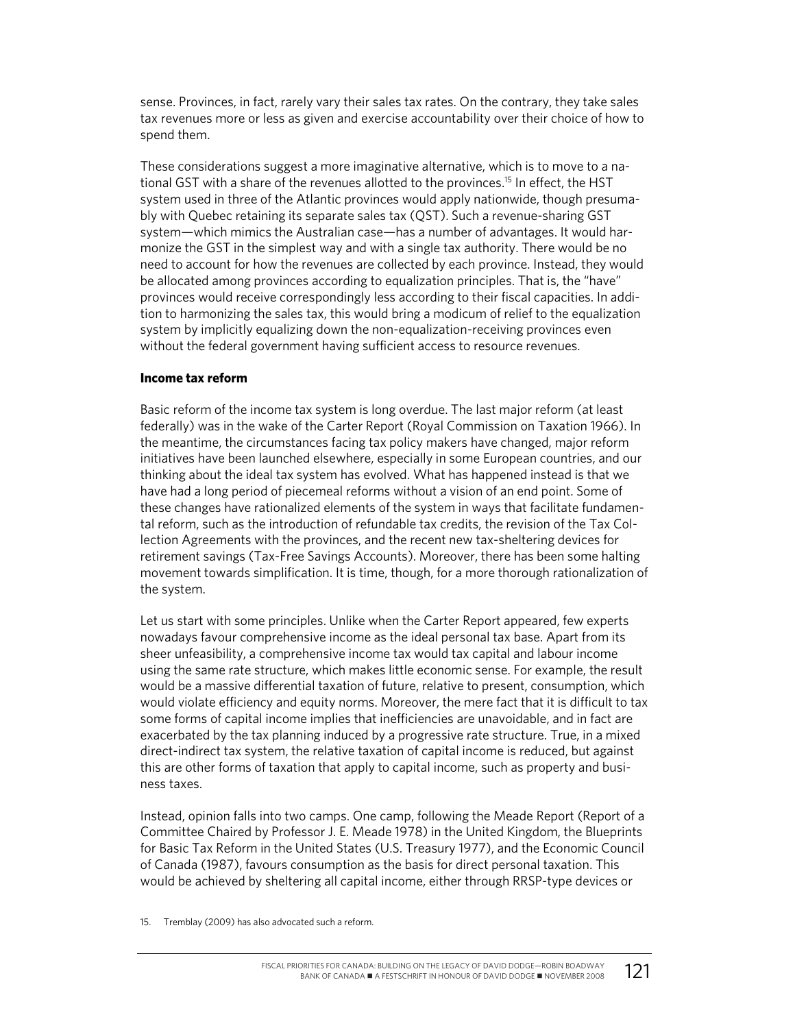sense. Provinces, in fact, rarely vary their sales tax rates. On the contrary, they take sales tax revenues more or less as given and exercise accountability over their choice of how to spend them.

These considerations suggest a more imaginative alternative, which is to move to a national GST with a share of the revenues allotted to the provinces.[15] In effect, the HST system used in three of the Atlantic provinces would apply nationwide, though presumably with Quebec retaining its separate sales tax (QST). Such a revenue-sharing GST system—which mimics the Australian case—has a number of advantages. It would harmonize the GST in the simplest way and with a single tax authority. There would be no need to account for how the revenues are collected by each province. Instead, they would be allocated among provinces according to equalization principles. That is, the "have" provinces would receive correspondingly less according to their fiscal capacities. In addition to harmonizing the sales tax, this would bring a modicum of relief to the equalization system by implicitly equalizing down the non-equalization-receiving provinces even without the federal government having sufficient access to resource revenues.

**Income tax reform**

Basic reform of the income tax system is long overdue. The last major reform (at least federally) was in the wake of the Carter Report (Royal Commission on Taxation 1966). In the meantime, the circumstances facing tax policy makers have changed, major reform initiatives have been launched elsewhere, especially in some European countries, and our thinking about the ideal tax system has evolved. What has happened instead is that we have had a long period of piecemeal reforms without a vision of an end point. Some of these changes have rationalized elements of the system in ways that facilitate fundamental reform, such as the introduction of refundable tax credits, the revision of the Tax Collection Agreements with the provinces, and the recent new tax-sheltering devices for retirement savings (Tax-Free Savings Accounts). Moreover, there has been some halting movement towards simplification. It is time, though, for a more thorough rationalization of the system.

Let us start with some principles. Unlike when the Carter Report appeared, few experts nowadays favour comprehensive income as the ideal personal tax base. Apart from its sheer unfeasibility, a comprehensive income tax would tax capital and labour income using the same rate structure, which makes little economic sense. For example, the result would be a massive differential taxation of future, relative to present, consumption, which would violate efficiency and equity norms. Moreover, the mere fact that it is difficult to tax some forms of capital income implies that inefficiencies are unavoidable, and in fact are exacerbated by the tax planning induced by a progressive rate structure. True, in a mixed direct-indirect tax system, the relative taxation of capital income is reduced, but against this are other forms of taxation that apply to capital income, such as property and business taxes.

Instead, opinion falls into two camps. One camp, following the Meade Report (Report of a Committee Chaired by Professor J. E. Meade 1978) in the United Kingdom, the Blueprints for Basic Tax Reform in the United States (U.S. Treasury 1977), and the Economic Council of Canada (1987), favours consumption as the basis for direct personal taxation. This would be achieved by sheltering all capital income, either through RRSP-type devices or

15. Tremblay (2009) has also advocated such a reform.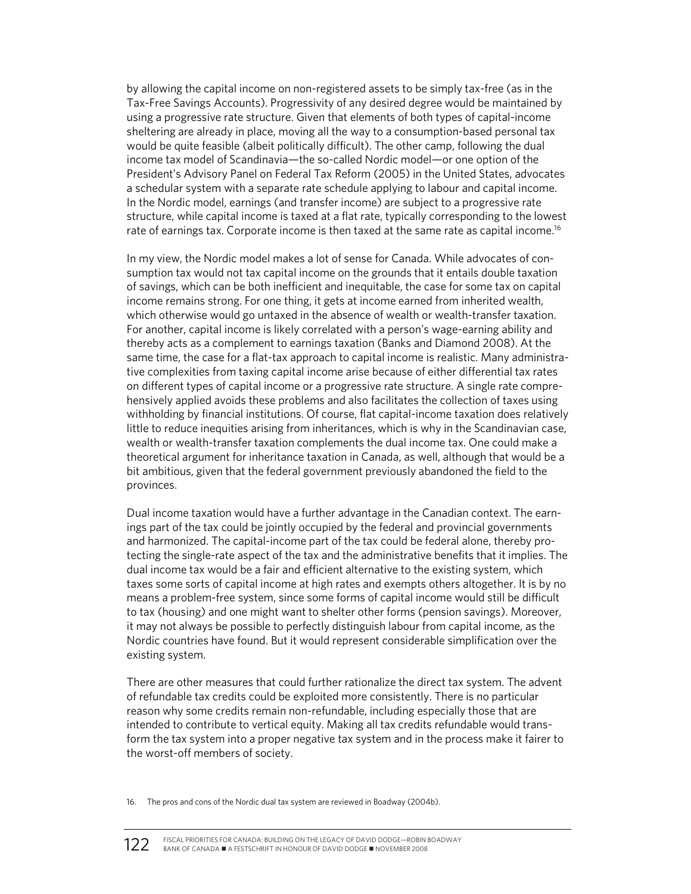by allowing the capital income on non-registered assets to be simply tax-free (as in the Tax-Free Savings Accounts). Progressivity of any desired degree would be maintained by using a progressive rate structure. Given that elements of both types of capital-income sheltering are already in place, moving all the way to a consumption-based personal tax would be quite feasible (albeit politically difficult). The other camp, following the dual income tax model of Scandinavia—the so-called Nordic model—or one option of the President's Advisory Panel on Federal Tax Reform (2005) in the United States, advocates a schedular system with a separate rate schedule applying to labour and capital income. In the Nordic model, earnings (and transfer income) are subject to a progressive rate structure, while capital income is taxed at a flat rate, typically corresponding to the lowest rate of earnings tax. Corporate income is then taxed at the same rate as capital income.[16]

In my view, the Nordic model makes a lot of sense for Canada. While advocates of consumption tax would not tax capital income on the grounds that it entails double taxation of savings, which can be both inefficient and inequitable, the case for some tax on capital income remains strong. For one thing, it gets at income earned from inherited wealth, which otherwise would go untaxed in the absence of wealth or wealth-transfer taxation. For another, capital income is likely correlated with a person's wage-earning ability and thereby acts as a complement to earnings taxation (Banks and Diamond 2008). At the same time, the case for a flat-tax approach to capital income is realistic. Many administrative complexities from taxing capital income arise because of either differential tax rates on different types of capital income or a progressive rate structure. A single rate comprehensively applied avoids these problems and also facilitates the collection of taxes using withholding by financial institutions. Of course, flat capital-income taxation does relatively little to reduce inequities arising from inheritances, which is why in the Scandinavian case, wealth or wealth-transfer taxation complements the dual income tax. One could make a theoretical argument for inheritance taxation in Canada, as well, although that would be a bit ambitious, given that the federal government previously abandoned the field to the provinces.

Dual income taxation would have a further advantage in the Canadian context. The earnings part of the tax could be jointly occupied by the federal and provincial governments and harmonized. The capital-income part of the tax could be federal alone, thereby protecting the single-rate aspect of the tax and the administrative benefits that it implies. The dual income tax would be a fair and efficient alternative to the existing system, which taxes some sorts of capital income at high rates and exempts others altogether. It is by no means a problem-free system, since some forms of capital income would still be difficult to tax (housing) and one might want to shelter other forms (pension savings). Moreover, it may not always be possible to perfectly distinguish labour from capital income, as the Nordic countries have found. But it would represent considerable simplification over the existing system.

There are other measures that could further rationalize the direct tax system. The advent of refundable tax credits could be exploited more consistently. There is no particular reason why some credits remain non-refundable, including especially those that are intended to contribute to vertical equity. Making all tax credits refundable would transform the tax system into a proper negative tax system and in the process make it fairer to the worst-off members of society.

16. The pros and cons of the Nordic dual tax system are reviewed in Boadway (2004b).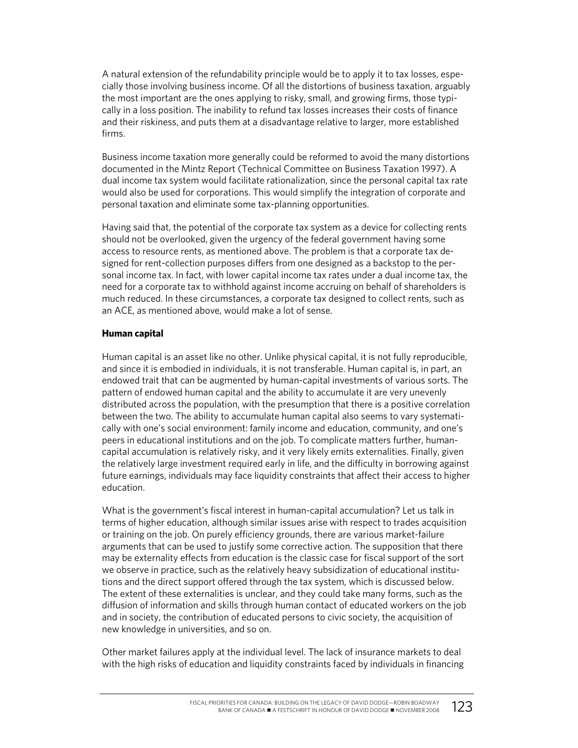A natural extension of the refundability principle would be to apply it to tax losses, especially those involving business income. Of all the distortions of business taxation, arguably the most important are the ones applying to risky, small, and growing firms, those typically in a loss position. The inability to refund tax losses increases their costs of finance and their riskiness, and puts them at a disadvantage relative to larger, more established firms.

Business income taxation more generally could be reformed to avoid the many distortions documented in the Mintz Report (Technical Committee on Business Taxation 1997). A dual income tax system would facilitate rationalization, since the personal capital tax rate would also be used for corporations. This would simplify the integration of corporate and personal taxation and eliminate some tax-planning opportunities.

Having said that, the potential of the corporate tax system as a device for collecting rents should not be overlooked, given the urgency of the federal government having some access to resource rents, as mentioned above. The problem is that a corporate tax designed for rent-collection purposes differs from one designed as a backstop to the personal income tax. In fact, with lower capital income tax rates under a dual income tax, the need for a corporate tax to withhold against income accruing on behalf of shareholders is much reduced. In these circumstances, a corporate tax designed to collect rents, such as an ACE, as mentioned above, would make a lot of sense.

**Human capital**

Human capital is an asset like no other. Unlike physical capital, it is not fully reproducible, and since it is embodied in individuals, it is not transferable. Human capital is, in part, an endowed trait that can be augmented by human-capital investments of various sorts. The pattern of endowed human capital and the ability to accumulate it are very unevenly distributed across the population, with the presumption that there is a positive correlation between the two. The ability to accumulate human capital also seems to vary systematically with one's social environment: family income and education, community, and one's peers in educational institutions and on the job. To complicate matters further, human-capital accumulation is relatively risky, and it very likely emits externalities. Finally, given the relatively large investment required early in life, and the difficulty in borrowing against future earnings, individuals may face liquidity constraints that affect their access to higher education.

What is the government's fiscal interest in human-capital accumulation? Let us talk in terms of higher education, although similar issues arise with respect to trades acquisition or training on the job. On purely efficiency grounds, there are various market-failure arguments that can be used to justify some corrective action. The supposition that there may be externality effects from education is the classic case for fiscal support of the sort we observe in practice, such as the relatively heavy subsidization of educational institutions and the direct support offered through the tax system, which is discussed below. The extent of these externalities is unclear, and they could take many forms, such as the diffusion of information and skills through human contact of educated workers on the job and in society, the contribution of educated persons to civic society, the acquisition of new knowledge in universities, and so on.

Other market failures apply at the individual level. The lack of insurance markets to deal with the high risks of education and liquidity constraints faced by individuals in financing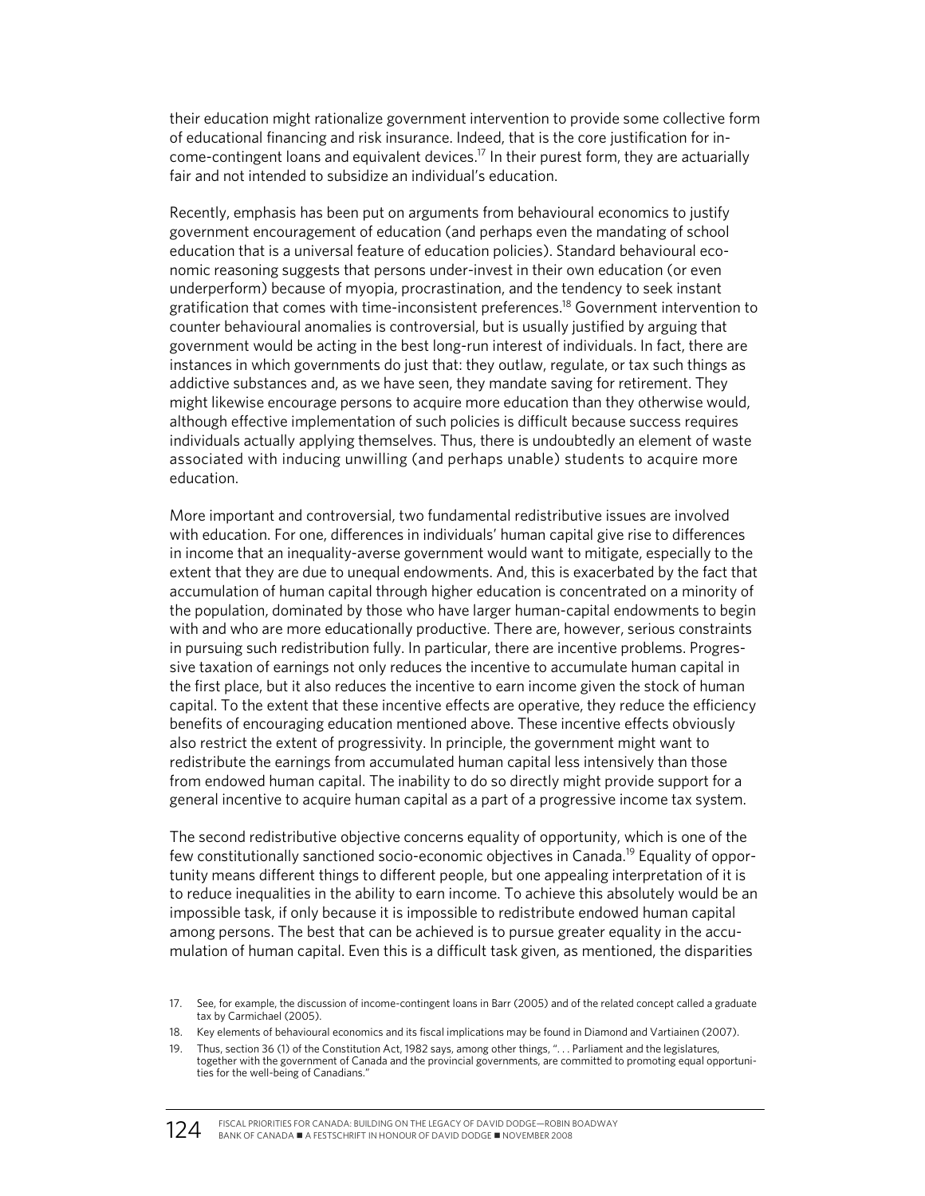their education might rationalize government intervention to provide some collective form of educational financing and risk insurance. Indeed, that is the core justification for income-contingent loans and equivalent devices.[17] In their purest form, they are actuarially fair and not intended to subsidize an individual's education.

Recently, emphasis has been put on arguments from behavioural economics to justify government encouragement of education (and perhaps even the mandating of school education that is a universal feature of education policies). Standard behavioural economic reasoning suggests that persons under-invest in their own education (or even underperform) because of myopia, procrastination, and the tendency to seek instant gratification that comes with time-inconsistent preferences.[18] Government intervention to counter behavioural anomalies is controversial, but is usually justified by arguing that government would be acting in the best long-run interest of individuals. In fact, there are instances in which governments do just that: they outlaw, regulate, or tax such things as addictive substances and, as we have seen, they mandate saving for retirement. They might likewise encourage persons to acquire more education than they otherwise would, although effective implementation of such policies is difficult because success requires individuals actually applying themselves. Thus, there is undoubtedly an element of waste associated with inducing unwilling (and perhaps unable) students to acquire more education.

More important and controversial, two fundamental redistributive issues are involved with education. For one, differences in individuals' human capital give rise to differences in income that an inequality-averse government would want to mitigate, especially to the extent that they are due to unequal endowments. And, this is exacerbated by the fact that accumulation of human capital through higher education is concentrated on a minority of the population, dominated by those who have larger human-capital endowments to begin with and who are more educationally productive. There are, however, serious constraints in pursuing such redistribution fully. In particular, there are incentive problems. Progressive taxation of earnings not only reduces the incentive to accumulate human capital in the first place, but it also reduces the incentive to earn income given the stock of human capital. To the extent that these incentive effects are operative, they reduce the efficiency benefits of encouraging education mentioned above. These incentive effects obviously also restrict the extent of progressivity. In principle, the government might want to redistribute the earnings from accumulated human capital less intensively than those from endowed human capital. The inability to do so directly might provide support for a general incentive to acquire human capital as a part of a progressive income tax system.

The second redistributive objective concerns equality of opportunity, which is one of the few constitutionally sanctioned socio-economic objectives in Canada.[19] Equality of opportunity means different things to different people, but one appealing interpretation of it is to reduce inequalities in the ability to earn income. To achieve this absolutely would be an impossible task, if only because it is impossible to redistribute endowed human capital among persons. The best that can be achieved is to pursue greater equality in the accumulation of human capital. Even this is a difficult task given, as mentioned, the disparities

17. See, for example, the discussion of income-contingent loans in Barr (2005) and of the related concept called a graduate tax by Carmichael (2005).

18. Key elements of behavioural economics and its fiscal implications may be found in Diamond and Vartiainen (2007).

19. Thus, section 36 (1) of the Constitution Act, 1982 says, among other things, ". . . Parliament and the legislatures, together with the government of Canada and the provincial governments, are committed to promoting equal opportunities for the well-being of Canadians."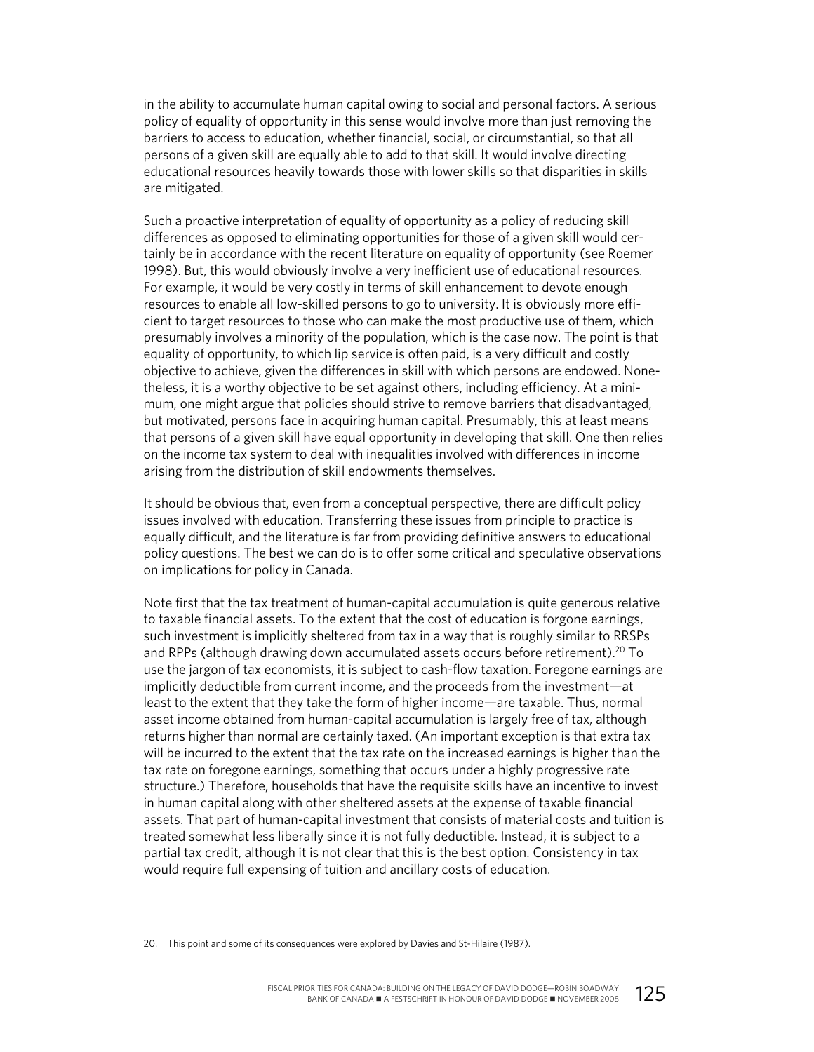in the ability to accumulate human capital owing to social and personal factors. A serious policy of equality of opportunity in this sense would involve more than just removing the barriers to access to education, whether financial, social, or circumstantial, so that all persons of a given skill are equally able to add to that skill. It would involve directing educational resources heavily towards those with lower skills so that disparities in skills are mitigated.

Such a proactive interpretation of equality of opportunity as a policy of reducing skill differences as opposed to eliminating opportunities for those of a given skill would certainly be in accordance with the recent literature on equality of opportunity (see Roemer 1998). But, this would obviously involve a very inefficient use of educational resources. For example, it would be very costly in terms of skill enhancement to devote enough resources to enable all low-skilled persons to go to university. It is obviously more efficient to target resources to those who can make the most productive use of them, which presumably involves a minority of the population, which is the case now. The point is that equality of opportunity, to which lip service is often paid, is a very difficult and costly objective to achieve, given the differences in skill with which persons are endowed. Nonetheless, it is a worthy objective to be set against others, including efficiency. At a minimum, one might argue that policies should strive to remove barriers that disadvantaged, but motivated, persons face in acquiring human capital. Presumably, this at least means that persons of a given skill have equal opportunity in developing that skill. One then relies on the income tax system to deal with inequalities involved with differences in income arising from the distribution of skill endowments themselves.

It should be obvious that, even from a conceptual perspective, there are difficult policy issues involved with education. Transferring these issues from principle to practice is equally difficult, and the literature is far from providing definitive answers to educational policy questions. The best we can do is to offer some critical and speculative observations on implications for policy in Canada.

Note first that the tax treatment of human-capital accumulation is quite generous relative to taxable financial assets. To the extent that the cost of education is forgone earnings, such investment is implicitly sheltered from tax in a way that is roughly similar to RRSPs and RPPs (although drawing down accumulated assets occurs before retirement).[20] To use the jargon of tax economists, it is subject to cash-flow taxation. Foregone earnings are implicitly deductible from current income, and the proceeds from the investment—at least to the extent that they take the form of higher income—are taxable. Thus, normal asset income obtained from human-capital accumulation is largely free of tax, although returns higher than normal are certainly taxed. (An important exception is that extra tax will be incurred to the extent that the tax rate on the increased earnings is higher than the tax rate on foregone earnings, something that occurs under a highly progressive rate structure.) Therefore, households that have the requisite skills have an incentive to invest in human capital along with other sheltered assets at the expense of taxable financial assets. That part of human-capital investment that consists of material costs and tuition is treated somewhat less liberally since it is not fully deductible. Instead, it is subject to a partial tax credit, although it is not clear that this is the best option. Consistency in tax would require full expensing of tuition and ancillary costs of education.

20. This point and some of its consequences were explored by Davies and St-Hilaire (1987).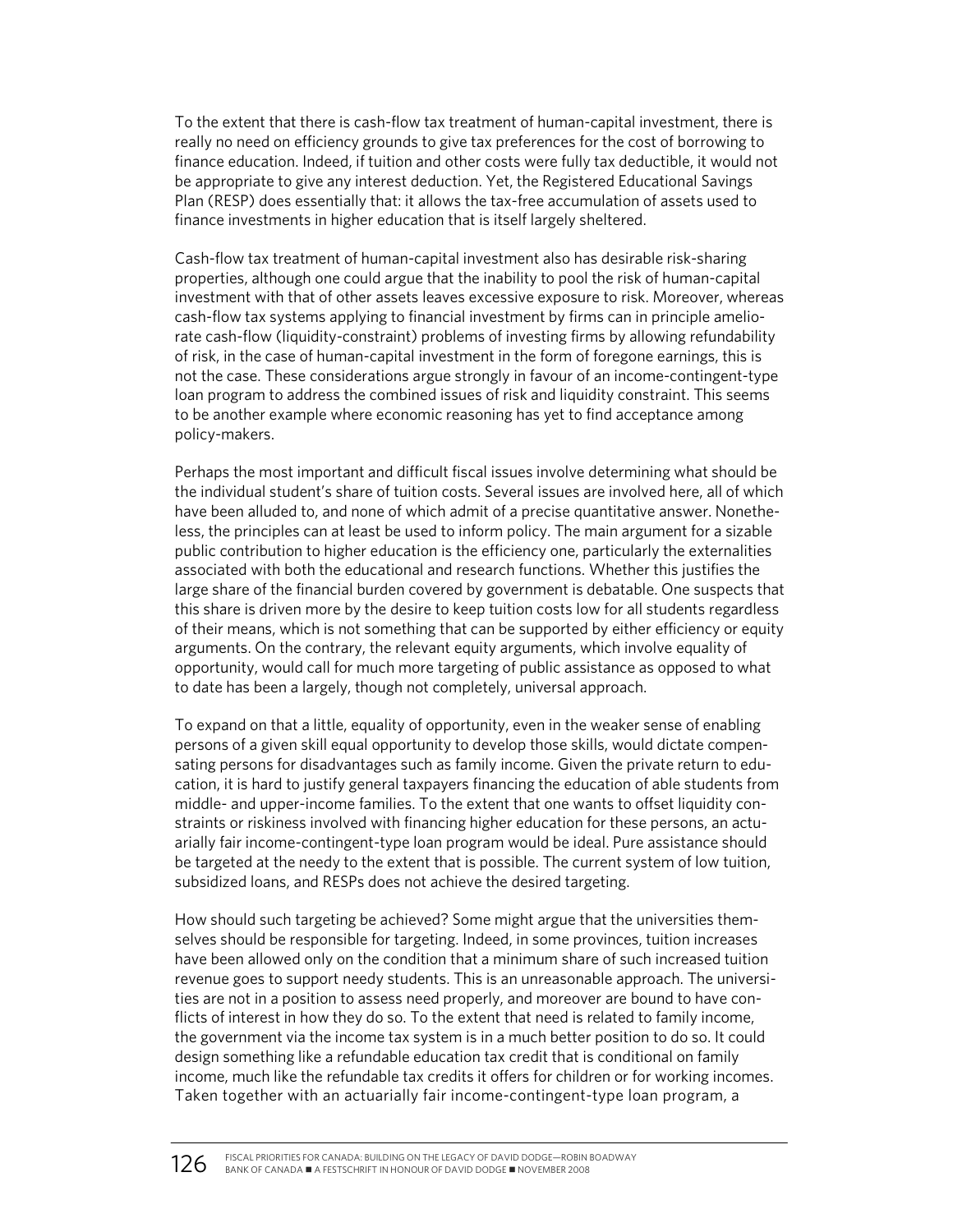To the extent that there is cash-flow tax treatment of human-capital investment, there is really no need on efficiency grounds to give tax preferences for the cost of borrowing to finance education. Indeed, if tuition and other costs were fully tax deductible, it would not be appropriate to give any interest deduction. Yet, the Registered Educational Savings Plan (RESP) does essentially that: it allows the tax-free accumulation of assets used to finance investments in higher education that is itself largely sheltered.

Cash-flow tax treatment of human-capital investment also has desirable risk-sharing properties, although one could argue that the inability to pool the risk of human-capital investment with that of other assets leaves excessive exposure to risk. Moreover, whereas cash-flow tax systems applying to financial investment by firms can in principle ameliorate cash-flow (liquidity-constraint) problems of investing firms by allowing refundability of risk, in the case of human-capital investment in the form of foregone earnings, this is not the case. These considerations argue strongly in favour of an income-contingent-type loan program to address the combined issues of risk and liquidity constraint. This seems to be another example where economic reasoning has yet to find acceptance among policy-makers.

Perhaps the most important and difficult fiscal issues involve determining what should be the individual student's share of tuition costs. Several issues are involved here, all of which have been alluded to, and none of which admit of a precise quantitative answer. Nonetheless, the principles can at least be used to inform policy. The main argument for a sizable public contribution to higher education is the efficiency one, particularly the externalities associated with both the educational and research functions. Whether this justifies the large share of the financial burden covered by government is debatable. One suspects that this share is driven more by the desire to keep tuition costs low for all students regardless of their means, which is not something that can be supported by either efficiency or equity arguments. On the contrary, the relevant equity arguments, which involve equality of opportunity, would call for much more targeting of public assistance as opposed to what to date has been a largely, though not completely, universal approach.

To expand on that a little, equality of opportunity, even in the weaker sense of enabling persons of a given skill equal opportunity to develop those skills, would dictate compensating persons for disadvantages such as family income. Given the private return to education, it is hard to justify general taxpayers financing the education of able students from middle- and upper-income families. To the extent that one wants to offset liquidity constraints or riskiness involved with financing higher education for these persons, an actuarially fair income-contingent-type loan program would be ideal. Pure assistance should be targeted at the needy to the extent that is possible. The current system of low tuition, subsidized loans, and RESPs does not achieve the desired targeting.

How should such targeting be achieved? Some might argue that the universities themselves should be responsible for targeting. Indeed, in some provinces, tuition increases have been allowed only on the condition that a minimum share of such increased tuition revenue goes to support needy students. This is an unreasonable approach. The universities are not in a position to assess need properly, and moreover are bound to have conflicts of interest in how they do so. To the extent that need is related to family income, the government via the income tax system is in a much better position to do so. It could design something like a refundable education tax credit that is conditional on family income, much like the refundable tax credits it offers for children or for working incomes. Taken together with an actuarially fair income-contingent-type loan program, a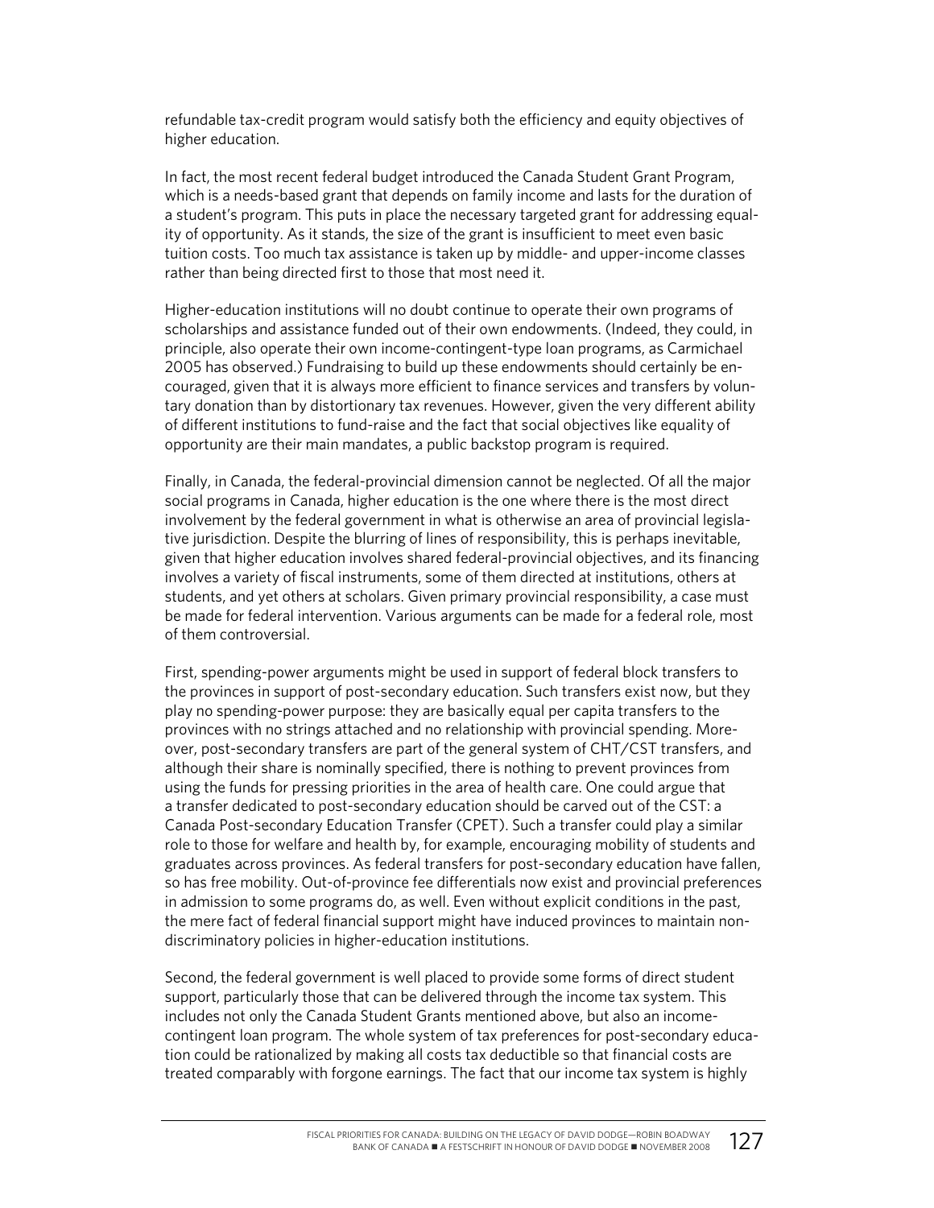refundable tax-credit program would satisfy both the efficiency and equity objectives of higher education.

In fact, the most recent federal budget introduced the Canada Student Grant Program, which is a needs-based grant that depends on family income and lasts for the duration of a student's program. This puts in place the necessary targeted grant for addressing equality of opportunity. As it stands, the size of the grant is insufficient to meet even basic tuition costs. Too much tax assistance is taken up by middle- and upper-income classes rather than being directed first to those that most need it.

Higher-education institutions will no doubt continue to operate their own programs of scholarships and assistance funded out of their own endowments. (Indeed, they could, in principle, also operate their own income-contingent-type loan programs, as Carmichael 2005 has observed.) Fundraising to build up these endowments should certainly be encouraged, given that it is always more efficient to finance services and transfers by voluntary donation than by distortionary tax revenues. However, given the very different ability of different institutions to fund-raise and the fact that social objectives like equality of opportunity are their main mandates, a public backstop program is required.

Finally, in Canada, the federal-provincial dimension cannot be neglected. Of all the major social programs in Canada, higher education is the one where there is the most direct involvement by the federal government in what is otherwise an area of provincial legislative jurisdiction. Despite the blurring of lines of responsibility, this is perhaps inevitable, given that higher education involves shared federal-provincial objectives, and its financing involves a variety of fiscal instruments, some of them directed at institutions, others at students, and yet others at scholars. Given primary provincial responsibility, a case must be made for federal intervention. Various arguments can be made for a federal role, most of them controversial.

First, spending-power arguments might be used in support of federal block transfers to the provinces in support of post-secondary education. Such transfers exist now, but they play no spending-power purpose: they are basically equal per capita transfers to the provinces with no strings attached and no relationship with provincial spending. Moreover, post-secondary transfers are part of the general system of CHT/CST transfers, and although their share is nominally specified, there is nothing to prevent provinces from using the funds for pressing priorities in the area of health care. One could argue that a transfer dedicated to post-secondary education should be carved out of the CST: a Canada Post-secondary Education Transfer (CPET). Such a transfer could play a similar role to those for welfare and health by, for example, encouraging mobility of students and graduates across provinces. As federal transfers for post-secondary education have fallen, so has free mobility. Out-of-province fee differentials now exist and provincial preferences in admission to some programs do, as well. Even without explicit conditions in the past, the mere fact of federal financial support might have induced provinces to maintain non-discriminatory policies in higher-education institutions.

Second, the federal government is well placed to provide some forms of direct student support, particularly those that can be delivered through the income tax system. This includes not only the Canada Student Grants mentioned above, but also an income-contingent loan program. The whole system of tax preferences for post-secondary education could be rationalized by making all costs tax deductible so that financial costs are treated comparably with forgone earnings. The fact that our income tax system is highly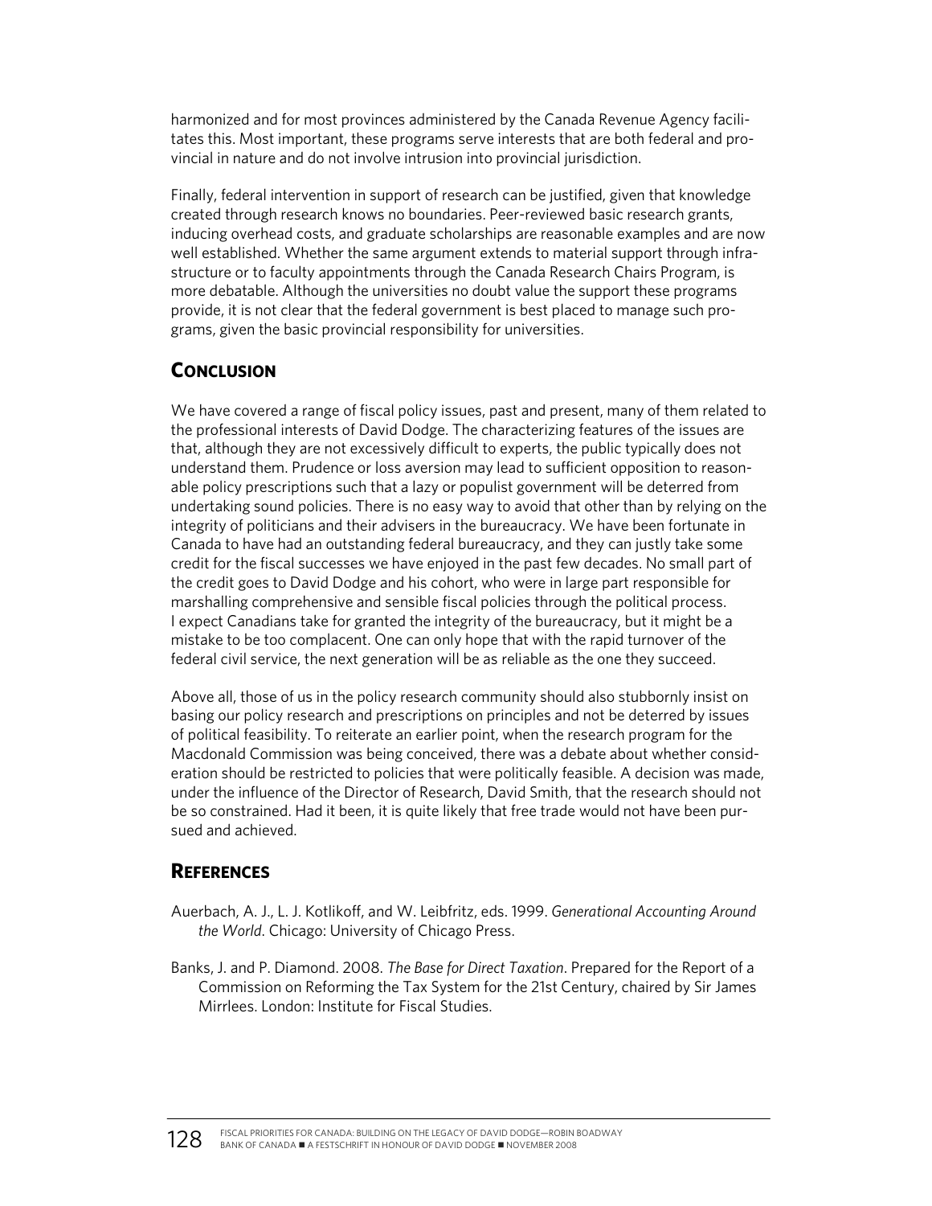harmonized and for most provinces administered by the Canada Revenue Agency facilitates this. Most important, these programs serve interests that are both federal and provincial in nature and do not involve intrusion into provincial jurisdiction.

Finally, federal intervention in support of research can be justified, given that knowledge created through research knows no boundaries. Peer-reviewed basic research grants, inducing overhead costs, and graduate scholarships are reasonable examples and are now well established. Whether the same argument extends to material support through infrastructure or to faculty appointments through the Canada Research Chairs Program, is more debatable. Although the universities no doubt value the support these programs provide, it is not clear that the federal government is best placed to manage such programs, given the basic provincial responsibility for universities.

## Conclusion

We have covered a range of fiscal policy issues, past and present, many of them related to the professional interests of David Dodge. The characterizing features of the issues are that, although they are not excessively difficult to experts, the public typically does not understand them. Prudence or loss aversion may lead to sufficient opposition to reasonable policy prescriptions such that a lazy or populist government will be deterred from undertaking sound policies. There is no easy way to avoid that other than by relying on the integrity of politicians and their advisers in the bureaucracy. We have been fortunate in Canada to have had an outstanding federal bureaucracy, and they can justly take some credit for the fiscal successes we have enjoyed in the past few decades. No small part of the credit goes to David Dodge and his cohort, who were in large part responsible for marshalling comprehensive and sensible fiscal policies through the political process. I expect Canadians take for granted the integrity of the bureaucracy, but it might be a mistake to be too complacent. One can only hope that with the rapid turnover of the federal civil service, the next generation will be as reliable as the one they succeed.

Above all, those of us in the policy research community should also stubbornly insist on basing our policy research and prescriptions on principles and not be deterred by issues of political feasibility. To reiterate an earlier point, when the research program for the Macdonald Commission was being conceived, there was a debate about whether consideration should be restricted to policies that were politically feasible. A decision was made, under the influence of the Director of Research, David Smith, that the research should not be so constrained. Had it been, it is quite likely that free trade would not have been pursued and achieved.

## References

Auerbach, A. J., L. J. Kotlikoff, and W. Leibfritz, eds. 1999. *Generational Accounting Around the World*. Chicago: University of Chicago Press.

Banks, J. and P. Diamond. 2008. *The Base for Direct Taxation*. Prepared for the Report of a Commission on Reforming the Tax System for the 21st Century, chaired by Sir James Mirrlees. London: Institute for Fiscal Studies.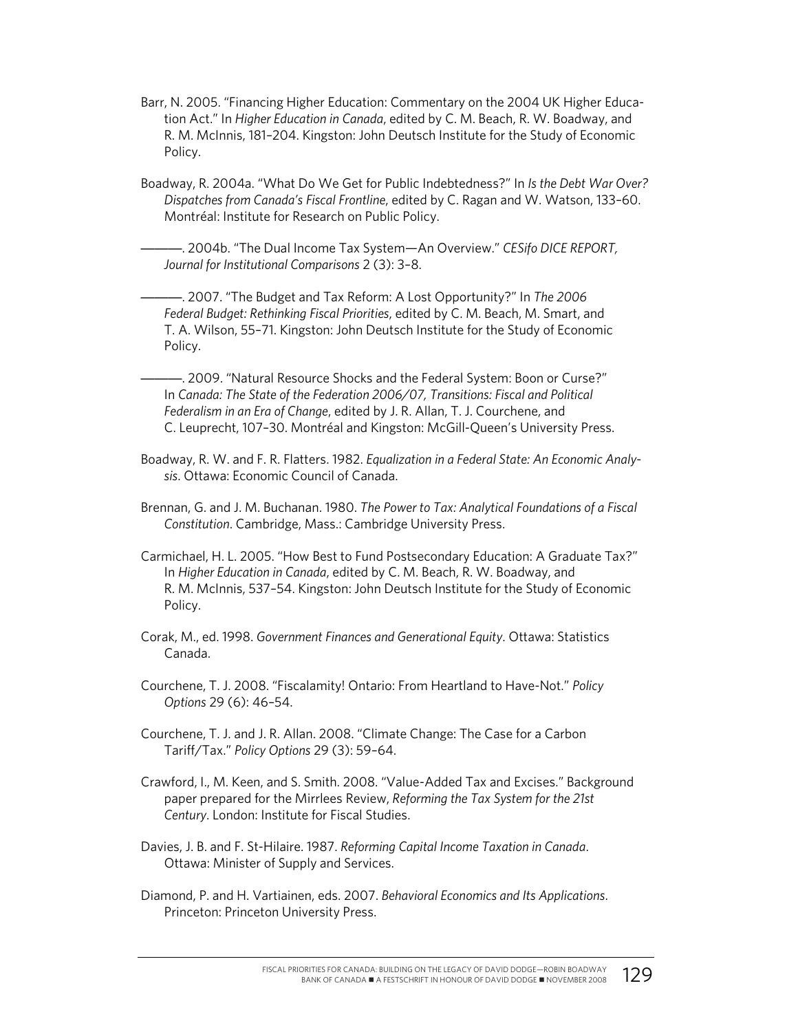Barr, N. 2005. "Financing Higher Education: Commentary on the 2004 UK Higher Education Act." In *Higher Education in Canada*, edited by C. M. Beach, R. W. Boadway, and R. M. McInnis, 181–204. Kingston: John Deutsch Institute for the Study of Economic Policy.

Boadway, R. 2004a. "What Do We Get for Public Indebtedness?" In *Is the Debt War Over? Dispatches from Canada's Fiscal Frontline*, edited by C. Ragan and W. Watson, 133–60. Montréal: Institute for Research on Public Policy.

———. 2004b. "The Dual Income Tax System—An Overview." *CESifo DICE REPORT, Journal for Institutional Comparisons* 2 (3): 3–8.

———. 2007. "The Budget and Tax Reform: A Lost Opportunity?" In *The 2006 Federal Budget: Rethinking Fiscal Priorities*, edited by C. M. Beach, M. Smart, and T. A. Wilson, 55–71. Kingston: John Deutsch Institute for the Study of Economic Policy.

———. 2009. "Natural Resource Shocks and the Federal System: Boon or Curse?" In *Canada: The State of the Federation 2006/07, Transitions: Fiscal and Political Federalism in an Era of Change*, edited by J. R. Allan, T. J. Courchene, and C. Leuprecht, 107–30. Montréal and Kingston: McGill-Queen's University Press.

Boadway, R. W. and F. R. Flatters. 1982. *Equalization in a Federal State: An Economic Analysis*. Ottawa: Economic Council of Canada.

Brennan, G. and J. M. Buchanan. 1980. *The Power to Tax: Analytical Foundations of a Fiscal Constitution*. Cambridge, Mass.: Cambridge University Press.

Carmichael, H. L. 2005. "How Best to Fund Postsecondary Education: A Graduate Tax?" In *Higher Education in Canada*, edited by C. M. Beach, R. W. Boadway, and R. M. McInnis, 537–54. Kingston: John Deutsch Institute for the Study of Economic Policy.

Corak, M., ed. 1998. *Government Finances and Generational Equity*. Ottawa: Statistics Canada.

Courchene, T. J. 2008. "Fiscalamity! Ontario: From Heartland to Have-Not." *Policy Options* 29 (6): 46–54.

Courchene, T. J. and J. R. Allan. 2008. "Climate Change: The Case for a Carbon Tariff/Tax." *Policy Options* 29 (3): 59–64.

Crawford, I., M. Keen, and S. Smith. 2008. "Value-Added Tax and Excises." Background paper prepared for the Mirrlees Review, *Reforming the Tax System for the 21st Century*. London: Institute for Fiscal Studies.

Davies, J. B. and F. St-Hilaire. 1987. *Reforming Capital Income Taxation in Canada*. Ottawa: Minister of Supply and Services.

Diamond, P. and H. Vartiainen, eds. 2007. *Behavioral Economics and Its Applications*. Princeton: Princeton University Press.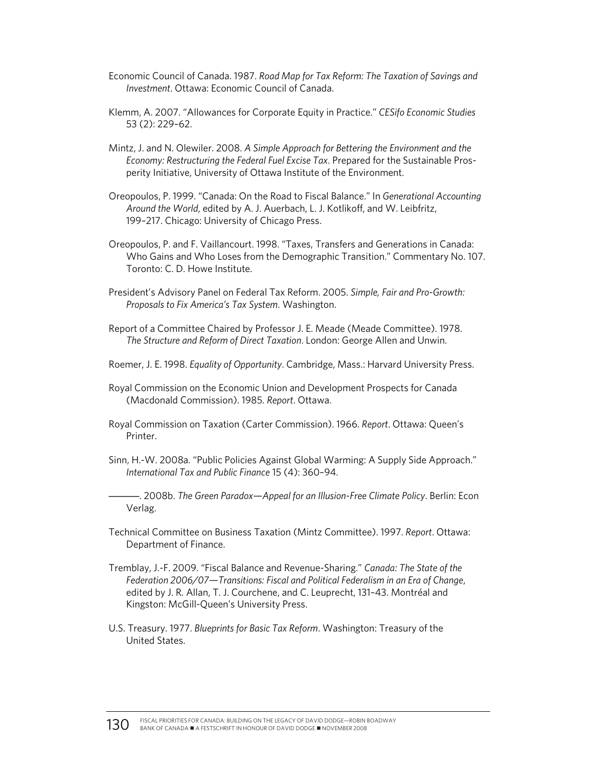Economic Council of Canada. 1987. *Road Map for Tax Reform: The Taxation of Savings and Investment*. Ottawa: Economic Council of Canada.

Klemm, A. 2007. "Allowances for Corporate Equity in Practice." *CESifo Economic Studies* 53 (2): 229–62.

Mintz, J. and N. Olewiler. 2008. *A Simple Approach for Bettering the Environment and the Economy: Restructuring the Federal Fuel Excise Tax*. Prepared for the Sustainable Prosperity Initiative, University of Ottawa Institute of the Environment.

Oreopoulos, P. 1999. "Canada: On the Road to Fiscal Balance." In *Generational Accounting Around the World*, edited by A. J. Auerbach, L. J. Kotlikoff, and W. Leibfritz, 199–217. Chicago: University of Chicago Press.

Oreopoulos, P. and F. Vaillancourt. 1998. "Taxes, Transfers and Generations in Canada: Who Gains and Who Loses from the Demographic Transition." Commentary No. 107. Toronto: C. D. Howe Institute.

President's Advisory Panel on Federal Tax Reform. 2005. *Simple, Fair and Pro-Growth: Proposals to Fix America's Tax System*. Washington.

Report of a Committee Chaired by Professor J. E. Meade (Meade Committee). 1978. *The Structure and Reform of Direct Taxation*. London: George Allen and Unwin.

Roemer, J. E. 1998. *Equality of Opportunity*. Cambridge, Mass.: Harvard University Press.

Royal Commission on the Economic Union and Development Prospects for Canada (Macdonald Commission). 1985. *Report*. Ottawa.

Royal Commission on Taxation (Carter Commission). 1966. *Report*. Ottawa: Queen's Printer.

Sinn, H.-W. 2008a. "Public Policies Against Global Warming: A Supply Side Approach." *International Tax and Public Finance* 15 (4): 360–94.

———. 2008b. *The Green Paradox—Appeal for an Illusion-Free Climate Policy*. Berlin: Econ Verlag.

Technical Committee on Business Taxation (Mintz Committee). 1997. *Report*. Ottawa: Department of Finance.

Tremblay, J.-F. 2009. "Fiscal Balance and Revenue-Sharing." *Canada: The State of the Federation 2006/07—Transitions: Fiscal and Political Federalism in an Era of Change*, edited by J. R. Allan, T. J. Courchene, and C. Leuprecht, 131–43. Montréal and Kingston: McGill-Queen's University Press.

U.S. Treasury. 1977. *Blueprints for Basic Tax Reform*. Washington: Treasury of the United States.